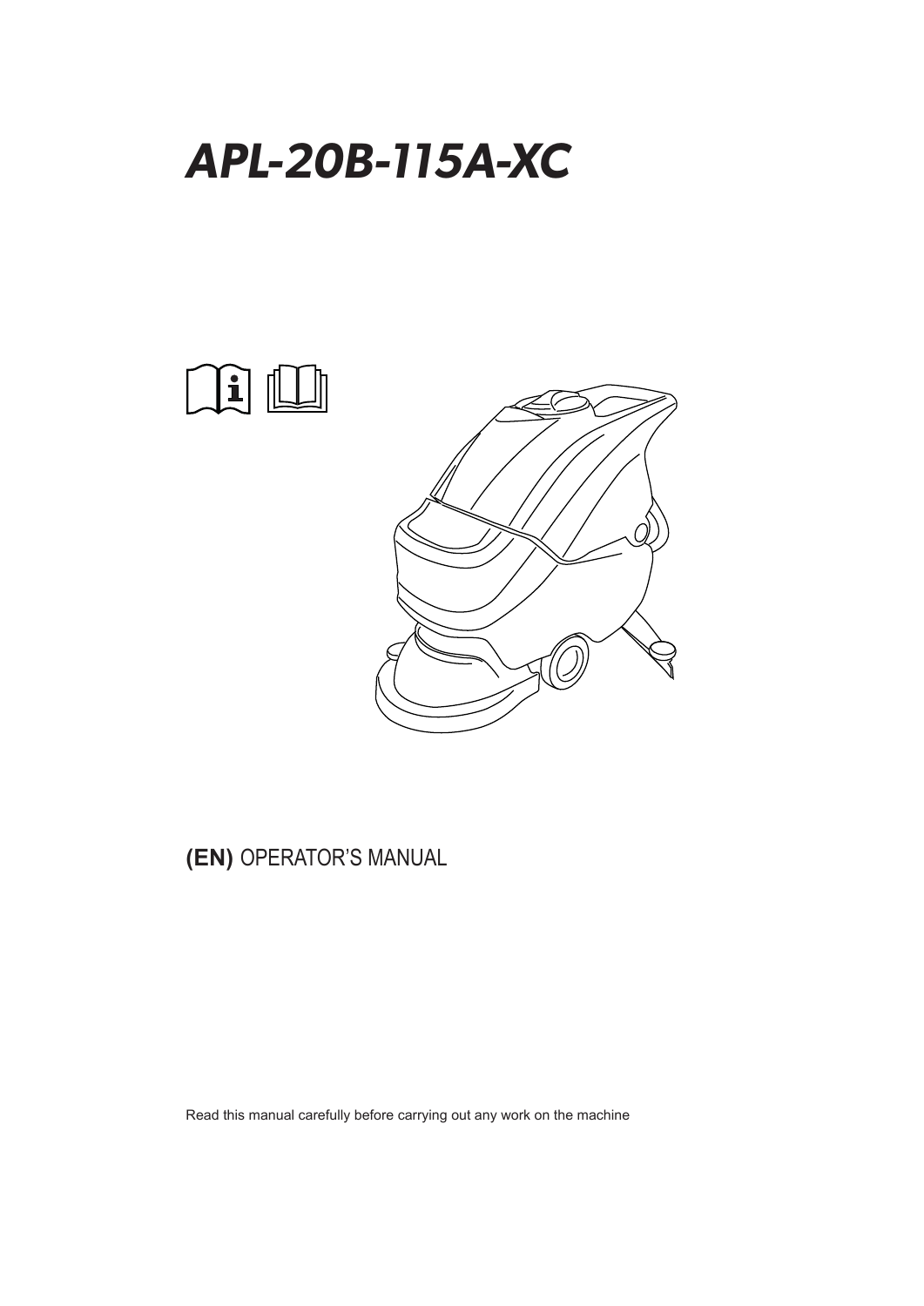# *APL-20B-115A-XC*

**(EN)** OPERATOR'S MANUAL

Read this manual carefully before carrying out any work on the machine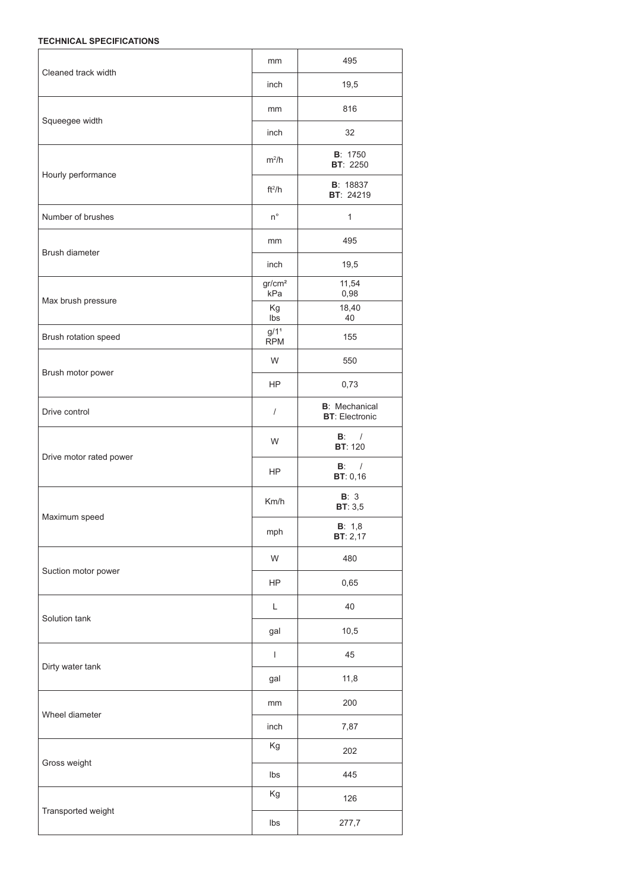**TECHNICAL SPECIFICATIONS**

| | | |
|---|---|---|
| Cleaned track width | mm | 495 |
| | inch | 19,5 |
| Squeegee width | mm | 816 |
| | inch | 32 |
| Hourly performance | $m^2/h$ | **B**: 1750<br>**BT**: 2250 |
| | $ft^2/h$ | **B**: 18837<br>**BT**: 24219 |
| Number of brushes | n° | 1 |
| Brush diameter | mm | 495 |
| | inch | 19,5 |
| Max brush pressure | $gr/cm^2$<br>kPa | 11,54<br>0,98 |
| | Kg<br>lbs | 18,40<br>40 |
| Brush rotation speed | $g/1'$<br>RPM | 155 |
| Brush motor power | W | 550 |
| | HP | 0,73 |
| Drive control | / | **B**: Mechanical<br>**BT**: Electronic |
| Drive motor rated power | W | **B**: /<br>**BT**: 120 |
| | HP | **B**: /<br>**BT**: 0,16 |
| Maximum speed | Km/h | **B**: 3<br>**BT**: 3,5 |
| | mph | **B**: 1,8<br>**BT**: 2,17 |
| Suction motor power | W | 480 |
| | HP | 0,65 |
| Solution tank | L | 40 |
| | gal | 10,5 |
| Dirty water tank | l | 45 |
| | gal | 11,8 |
| Wheel diameter | mm | 200 |
| | inch | 7,87 |
| Gross weight | Kg | 202 |
| | lbs | 445 |
| Transported weight | Kg | 126 |
| | lbs | 277,7 |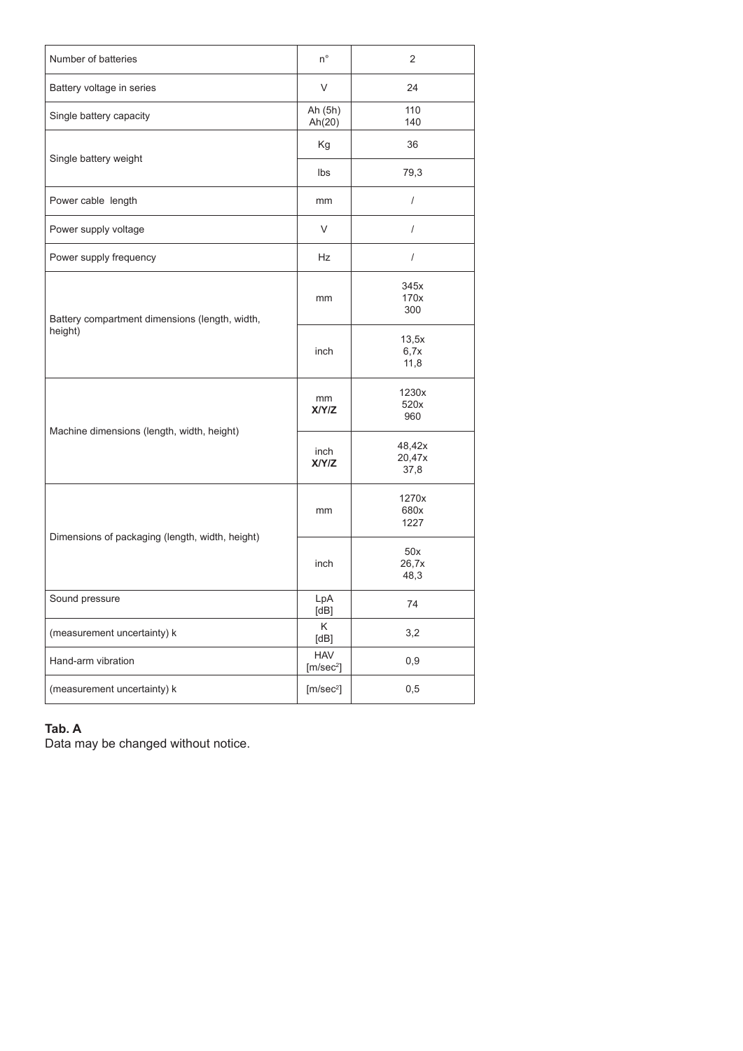| Number of batteries | n° | 2 |
|---|---|---|
| Battery voltage in series | V | 24 |
| Single battery capacity | Ah (5h)<br>Ah(20) | 110<br>140 |
| Single battery weight | Kg | 36 |
| | lbs | 79,3 |
| Power cable length | mm | / |
| Power supply voltage | V | / |
| Power supply frequency | Hz | / |
| Battery compartment dimensions (length, width, height) | mm | 345x<br>170x<br>300 |
| | inch | 13,5x<br>6,7x<br>11,8 |
| Machine dimensions (length, width, height) | mm<br>**X/Y/Z** | 1230x<br>520x<br>960 |
| | inch<br>**X/Y/Z** | 48,42x<br>20,47x<br>37,8 |
| Dimensions of packaging (length, width, height) | mm | 1270x<br>680x<br>1227 |
| | inch | 50x<br>26,7x<br>48,3 |
| Sound pressure | LpA<br>[dB] | 74 |
| (measurement uncertainty) k | K<br>[dB] | 3,2 |
| Hand-arm vibration | HAV<br>[m/sec$^2$] | 0,9 |
| (measurement uncertainty) k | [m/sec$^2$] | 0,5 |

**Tab. A**
Data may be changed without notice.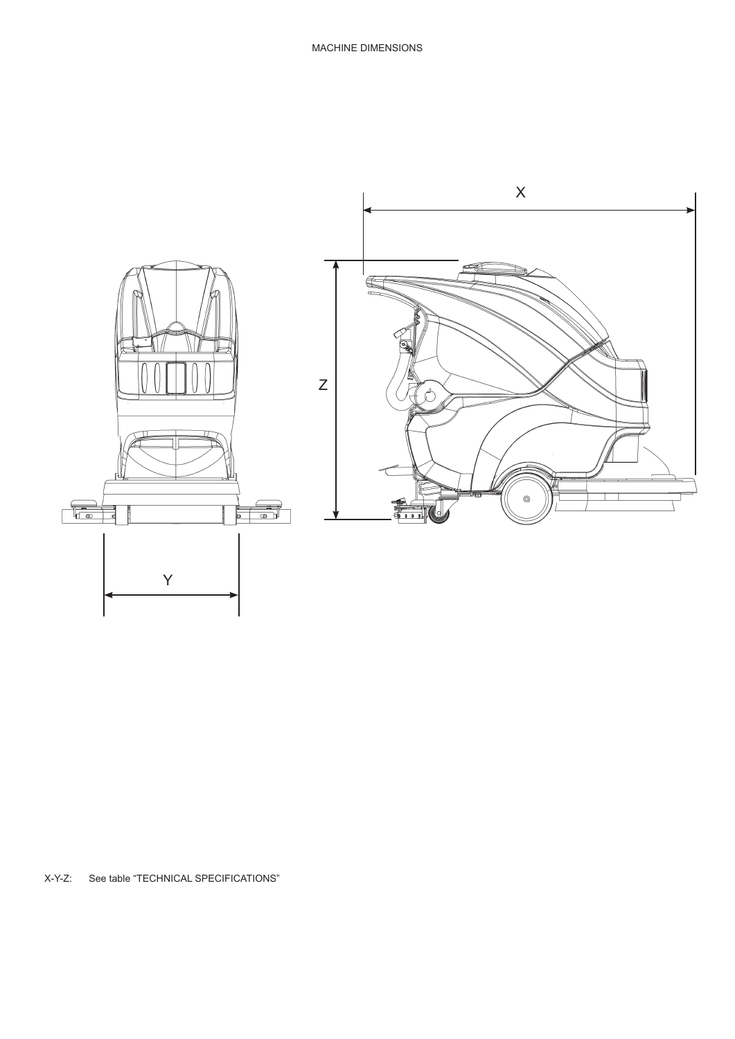MACHINE DIMENSIONS

X-Y-Z: See table “TECHNICAL SPECIFICATIONS”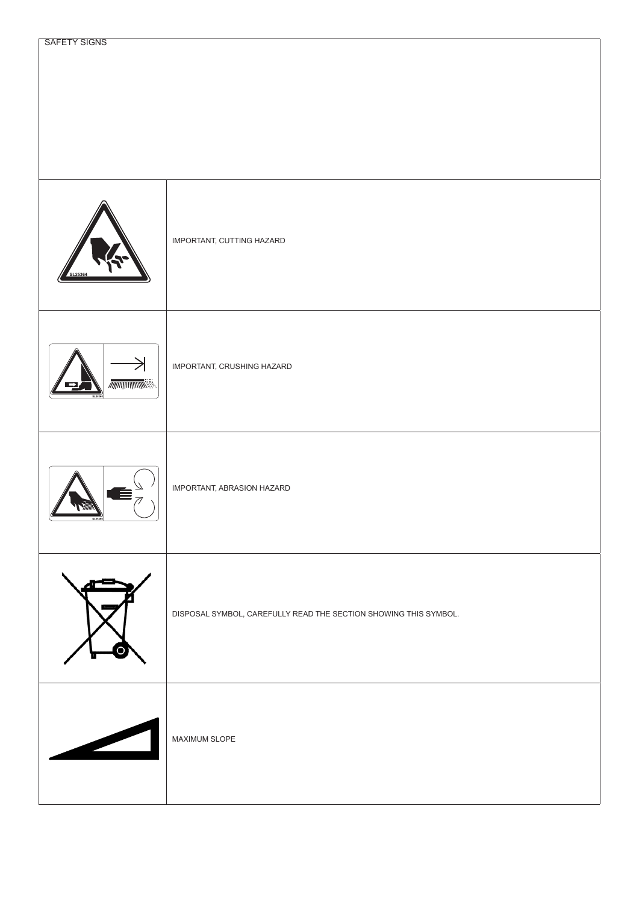| SAFETY SIGNS | |
| --- | --- |
| | IMPORTANT, CUTTING HAZARD |
| | IMPORTANT, CRUSHING HAZARD |
| | IMPORTANT, ABRASION HAZARD |
| | DISPOSAL SYMBOL, CAREFULLY READ THE SECTION SHOWING THIS SYMBOL. |
| | MAXIMUM SLOPE |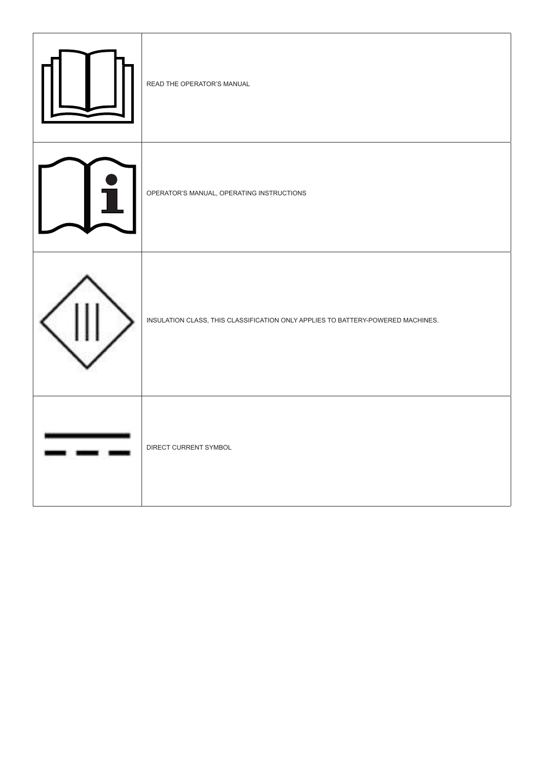| | |
|---|---|
| | READ THE OPERATOR'S MANUAL |
| | OPERATOR'S MANUAL, OPERATING INSTRUCTIONS |
| | INSULATION CLASS, THIS CLASSIFICATION ONLY APPLIES TO BATTERY-POWERED MACHINES. |
| | DIRECT CURRENT SYMBOL |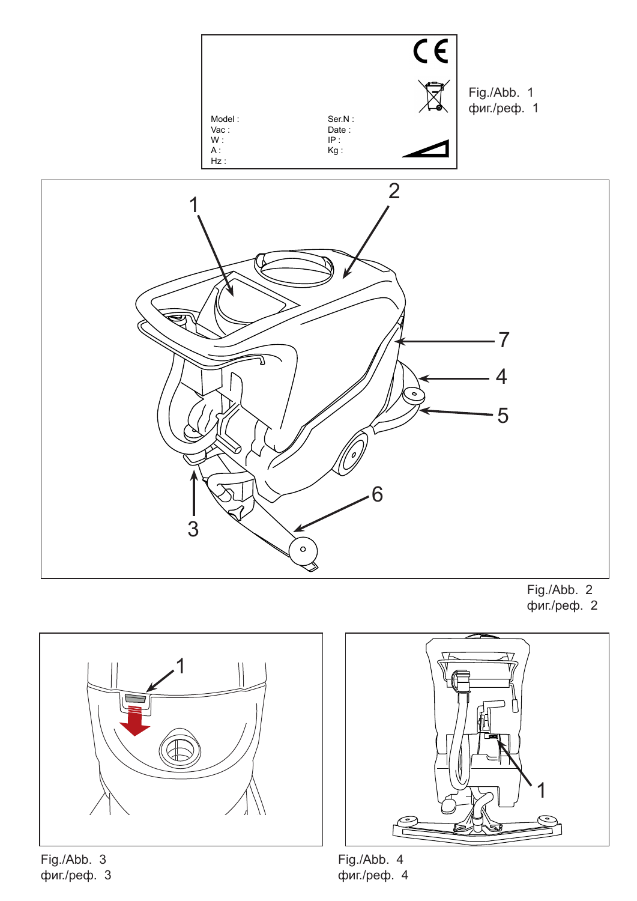Model :
Vac :
W :
A :
Hz :

Ser.N :
Date :
IP :
Kg :

Fig./Abb. 1
фиг./реф. 1

Fig./Abb. 2
фиг./реф. 2

Fig./Abb. 3
фиг./реф. 3

Fig./Abb. 4
фиг./реф. 4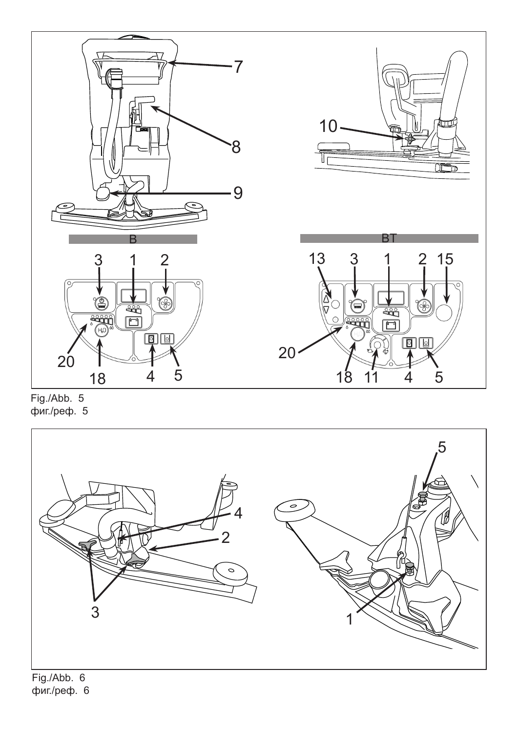Fig./Abb. 5
фиг./реф. 5

Fig./Abb. 6
фиг./реф. 6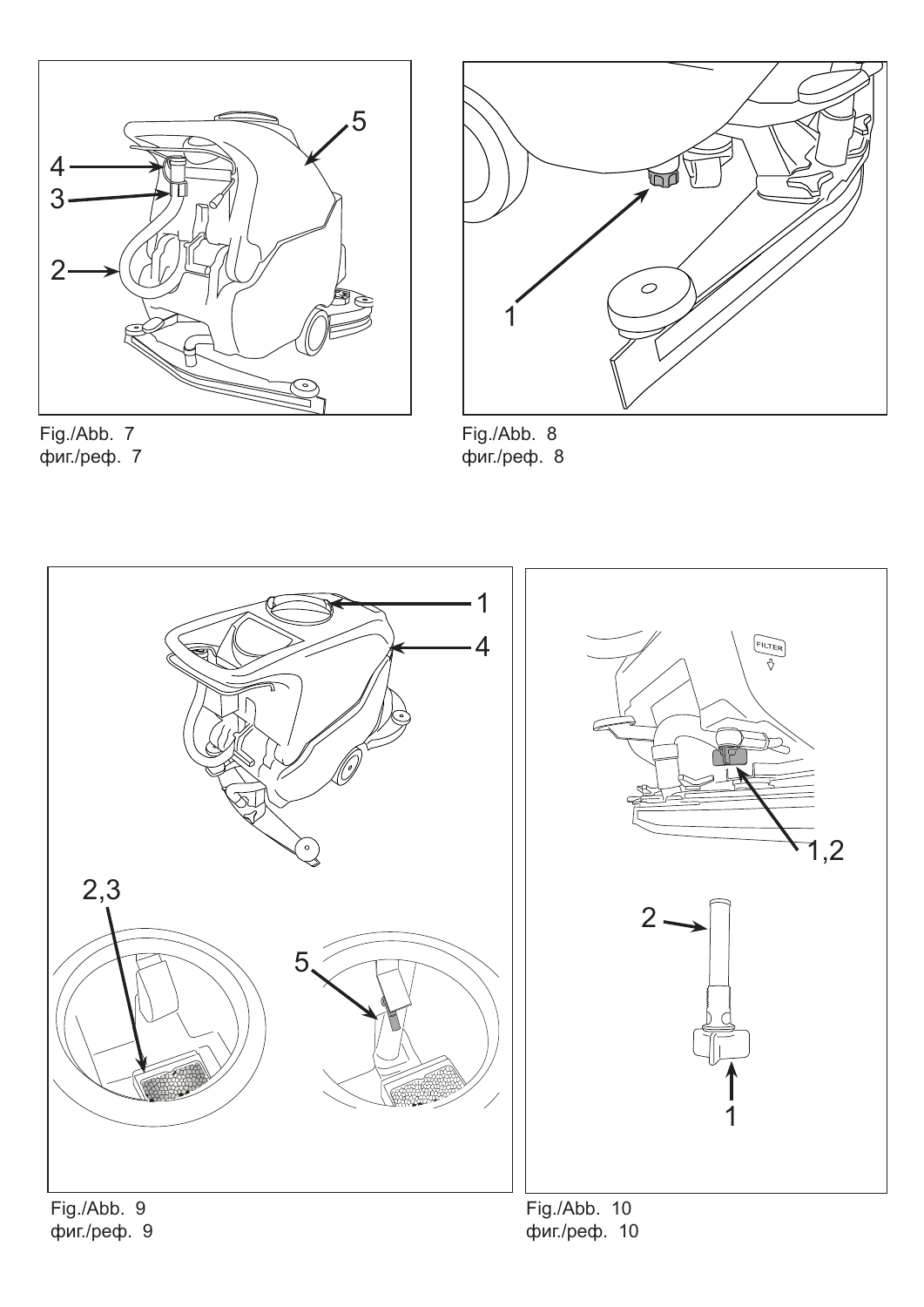Fig./Abb. 7
фиг./реф. 7

Fig./Abb. 8
фиг./реф. 8

Fig./Abb. 9
фиг./реф. 9

Fig./Abb. 10
фиг./реф. 10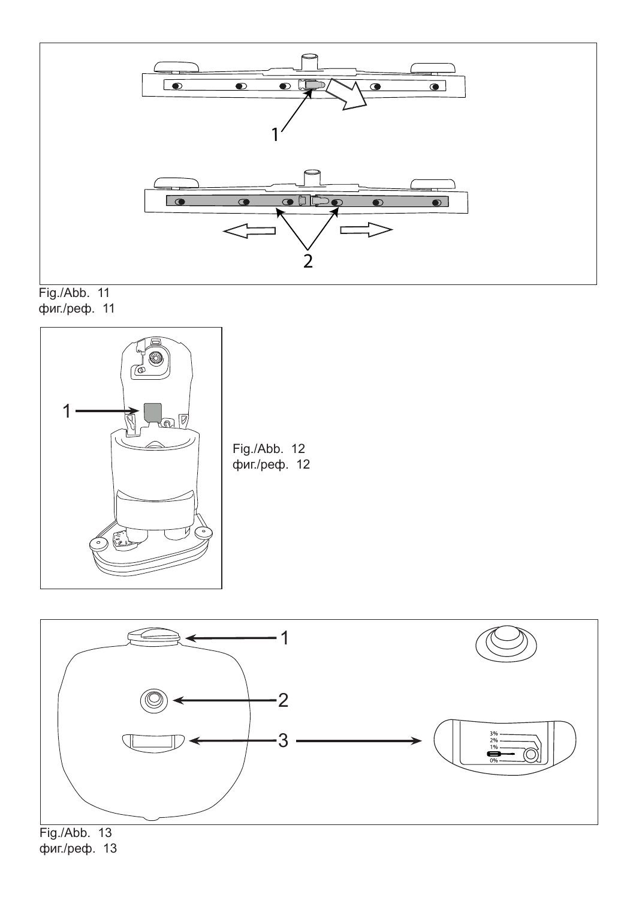1

2

Fig./Abb. 11
фиг./реф. 11

1

Fig./Abb. 12
фиг./реф. 12

1

2

3

3%
2%
1%
0%

Fig./Abb. 13
фиг./реф. 13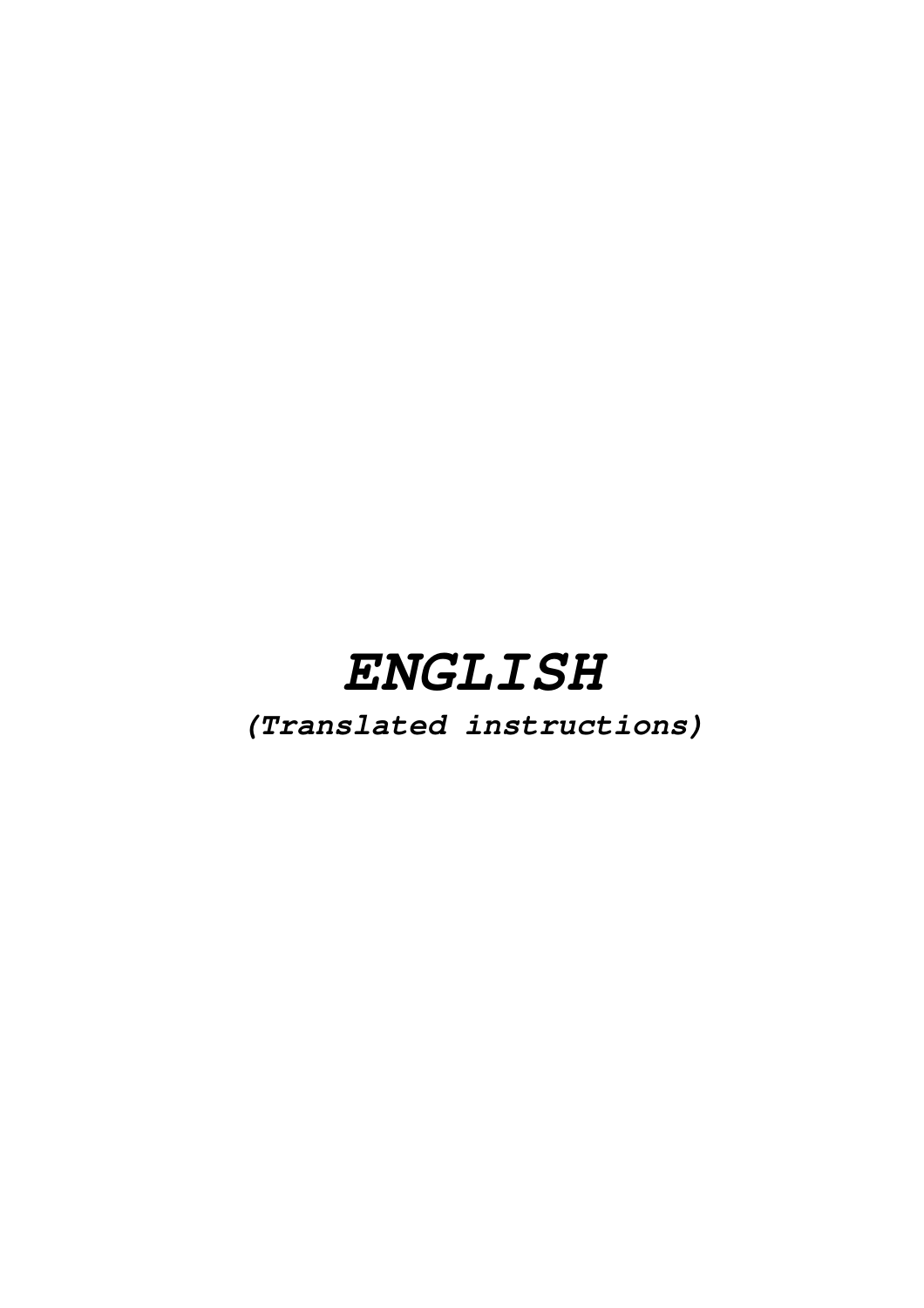# *ENGLISH*

***(Translated instructions)***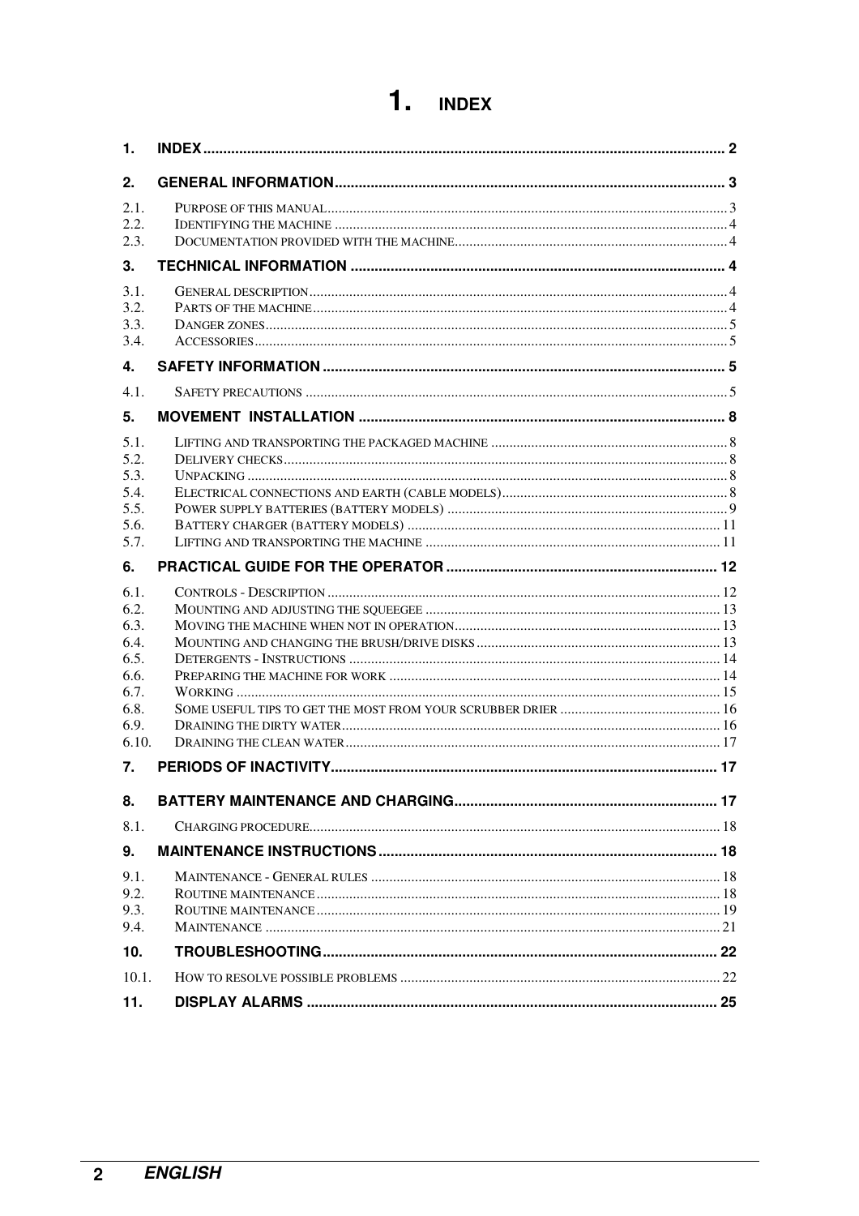# 1. INDEX

| | | |
|---|---|---|
| **1.** | **INDEX** | **2** |
| **2.** | **GENERAL INFORMATION** | **3** |
| 2.1. | Purpose of this manual | 3 |
| 2.2. | Identifying the machine | 4 |
| 2.3. | Documentation provided with the machine | 4 |
| **3.** | **TECHNICAL INFORMATION** | **4** |
| 3.1. | General description | 4 |
| 3.2. | Parts of the machine | 4 |
| 3.3. | Danger zones | 5 |
| 3.4. | Accessories | 5 |
| **4.** | **SAFETY INFORMATION** | **5** |
| 4.1. | Safety precautions | 5 |
| **5.** | **MOVEMENT INSTALLATION** | **8** |
| 5.1. | Lifting and transporting the packaged machine | 8 |
| 5.2. | Delivery checks | 8 |
| 5.3. | Unpacking | 8 |
| 5.4. | Electrical connections and earth (cable models) | 8 |
| 5.5. | Power supply batteries (battery models) | 9 |
| 5.6. | Battery charger (battery models) | 11 |
| 5.7. | Lifting and transporting the machine | 11 |
| **6.** | **PRACTICAL GUIDE FOR THE OPERATOR** | **12** |
| 6.1. | Controls - Description | 12 |
| 6.2. | Mounting and adjusting the squeegee | 13 |
| 6.3. | Moving the machine when not in operation | 13 |
| 6.4. | Mounting and changing the brush/drive disks | 13 |
| 6.5. | Detergents - Instructions | 14 |
| 6.6. | Preparing the machine for work | 14 |
| 6.7. | Working | 15 |
| 6.8. | Some useful tips to get the most from your scrubber drier | 16 |
| 6.9. | Draining the dirty water | 16 |
| 6.10. | Draining the clean water | 17 |
| **7.** | **PERIODS OF INACTIVITY** | **17** |
| **8.** | **BATTERY MAINTENANCE AND CHARGING** | **17** |
| 8.1. | Charging procedure | 18 |
| **9.** | **MAINTENANCE INSTRUCTIONS** | **18** |
| 9.1. | Maintenance - General rules | 18 |
| 9.2. | Routine maintenance | 18 |
| 9.3. | Routine maintenance | 19 |
| 9.4. | Maintenance | 21 |
| **10.** | **TROUBLESHOOTING** | **22** |
| 10.1. | How to resolve possible problems | 22 |
| **11.** | **DISPLAY ALARMS** | **25** |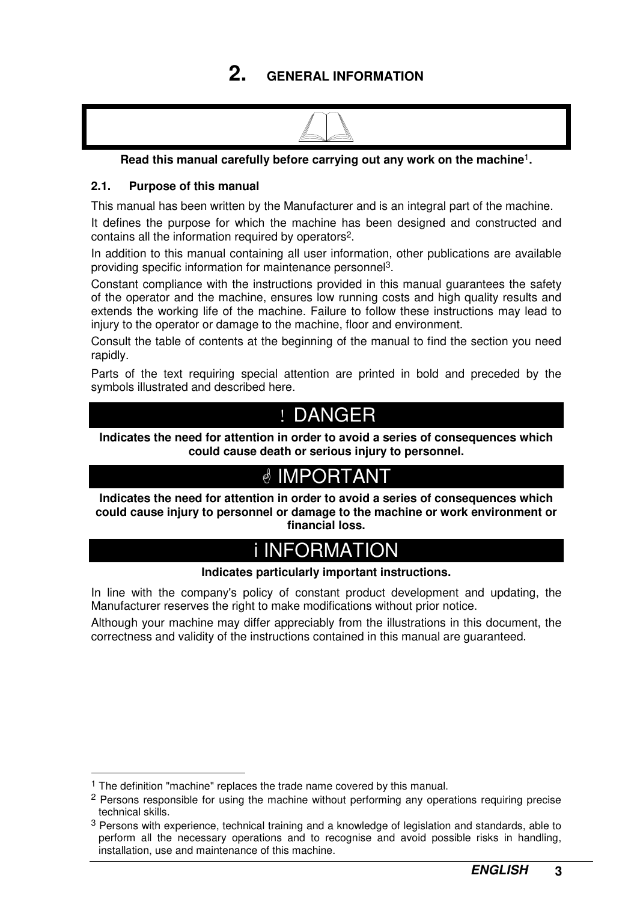# 2. GENERAL INFORMATION

**Read this manual carefully before carrying out any work on the machine[1].**

## 2.1. Purpose of this manual

This manual has been written by the Manufacturer and is an integral part of the machine.

It defines the purpose for which the machine has been designed and constructed and contains all the information required by operators[2].

In addition to this manual containing all user information, other publications are available providing specific information for maintenance personnel[3].

Constant compliance with the instructions provided in this manual guarantees the safety of the operator and the machine, ensures low running costs and high quality results and extends the working life of the machine. Failure to follow these instructions may lead to injury to the operator or damage to the machine, floor and environment.

Consult the table of contents at the beginning of the manual to find the section you need rapidly.

Parts of the text requiring special attention are printed in bold and preceded by the symbols illustrated and described here.

**! DANGER**

**Indicates the need for attention in order to avoid a series of consequences which could cause death or serious injury to personnel.**

**☝ IMPORTANT**

**Indicates the need for attention in order to avoid a series of consequences which could cause injury to personnel or damage to the machine or work environment or financial loss.**

**i INFORMATION**

**Indicates particularly important instructions.**

In line with the company's policy of constant product development and updating, the Manufacturer reserves the right to make modifications without prior notice.

Although your machine may differ appreciably from the illustrations in this document, the correctness and validity of the instructions contained in this manual are guaranteed.

---

[1] The definition "machine" replaces the trade name covered by this manual.

[2] Persons responsible for using the machine without performing any operations requiring precise technical skills.

[3] Persons with experience, technical training and a knowledge of legislation and standards, able to perform all the necessary operations and to recognise and avoid possible risks in handling, installation, use and maintenance of this machine.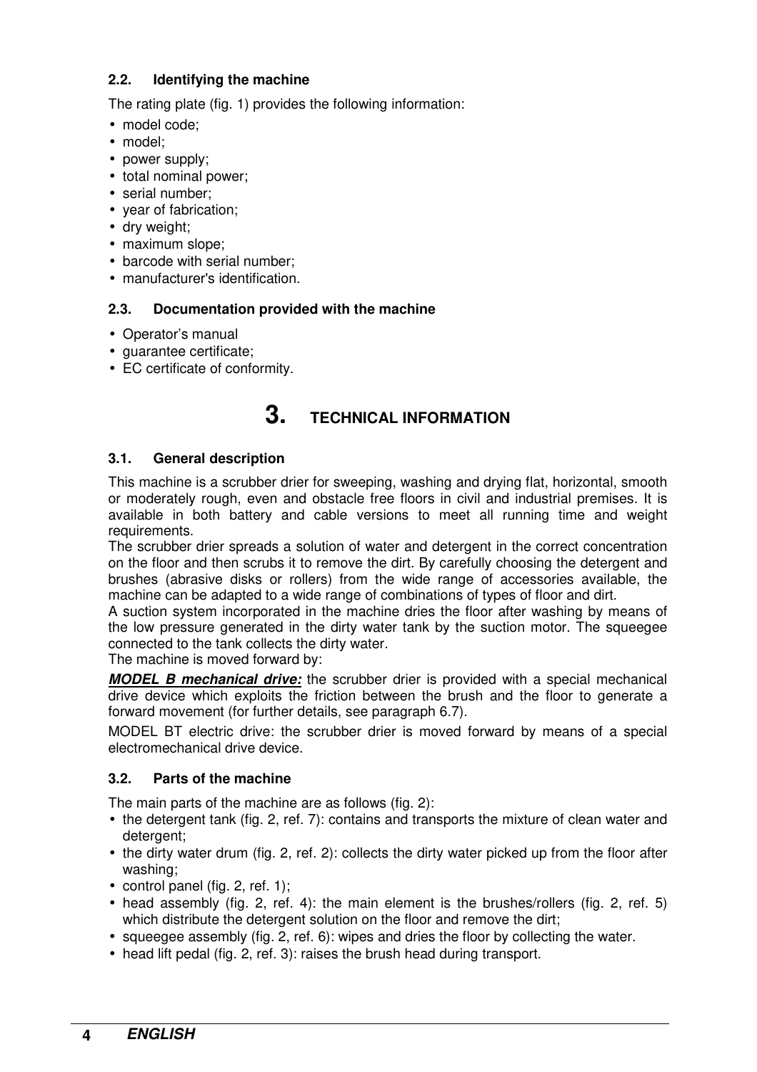### 2.2. Identifying the machine

The rating plate (fig. 1) provides the following information:

- model code;
- model;
- power supply;
- total nominal power;
- serial number;
- year of fabrication;
- dry weight;
- maximum slope;
- barcode with serial number;
- manufacturer's identification.

### 2.3. Documentation provided with the machine

- Operator's manual
- guarantee certificate;
- EC certificate of conformity.

# 3. TECHNICAL INFORMATION

### 3.1. General description

This machine is a scrubber drier for sweeping, washing and drying flat, horizontal, smooth or moderately rough, even and obstacle free floors in civil and industrial premises. It is available in both battery and cable versions to meet all running time and weight requirements.

The scrubber drier spreads a solution of water and detergent in the correct concentration on the floor and then scrubs it to remove the dirt. By carefully choosing the detergent and brushes (abrasive disks or rollers) from the wide range of accessories available, the machine can be adapted to a wide range of combinations of types of floor and dirt.

A suction system incorporated in the machine dries the floor after washing by means of the low pressure generated in the dirty water tank by the suction motor. The squeegee connected to the tank collects the dirty water.

The machine is moved forward by:

***MODEL B mechanical drive:*** the scrubber drier is provided with a special mechanical drive device which exploits the friction between the brush and the floor to generate a forward movement (for further details, see paragraph 6.7).

MODEL BT electric drive: the scrubber drier is moved forward by means of a special electromechanical drive device.

### 3.2. Parts of the machine

The main parts of the machine are as follows (fig. 2):

- the detergent tank (fig. 2, ref. 7): contains and transports the mixture of clean water and detergent;
- the dirty water drum (fig. 2, ref. 2): collects the dirty water picked up from the floor after washing;
- control panel (fig. 2, ref. 1);
- head assembly (fig. 2, ref. 4): the main element is the brushes/rollers (fig. 2, ref. 5) which distribute the detergent solution on the floor and remove the dirt;
- squeegee assembly (fig. 2, ref. 6): wipes and dries the floor by collecting the water.
- head lift pedal (fig. 2, ref. 3): raises the brush head during transport.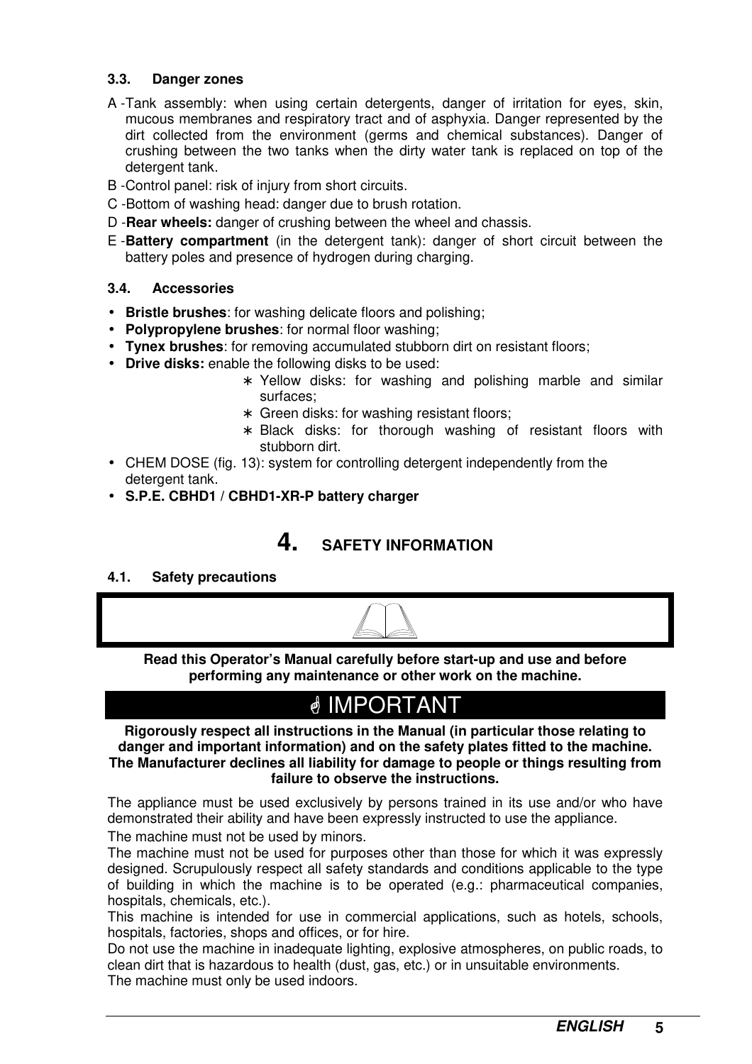### 3.3. Danger zones

A - Tank assembly: when using certain detergents, danger of irritation for eyes, skin, mucous membranes and respiratory tract and of asphyxia. Danger represented by the dirt collected from the environment (germs and chemical substances). Danger of crushing between the two tanks when the dirty water tank is replaced on top of the detergent tank.

B - Control panel: risk of injury from short circuits.

C - Bottom of washing head: danger due to brush rotation.

D - **Rear wheels:** danger of crushing between the wheel and chassis.

E - **Battery compartment** (in the detergent tank): danger of short circuit between the battery poles and presence of hydrogen during charging.

### 3.4. Accessories

- **Bristle brushes**: for washing delicate floors and polishing;
- **Polypropylene brushes**: for normal floor washing;
- **Tynex brushes**: for removing accumulated stubborn dirt on resistant floors;
- **Drive disks:** enable the following disks to be used:
  - ∗ Yellow disks: for washing and polishing marble and similar surfaces;
  - ∗ Green disks: for washing resistant floors;
  - ∗ Black disks: for thorough washing of resistant floors with stubborn dirt.
- CHEM DOSE (fig. 13): system for controlling detergent independently from the detergent tank.
- **S.P.E. CBHD1 / CBHD1-XR-P battery charger**

## 4. SAFETY INFORMATION

### 4.1. Safety precautions

**Read this Operator's Manual carefully before start-up and use and before performing any maintenance or other work on the machine.**

**IMPORTANT**

**Rigorously respect all instructions in the Manual (in particular those relating to danger and important information) and on the safety plates fitted to the machine. The Manufacturer declines all liability for damage to people or things resulting from failure to observe the instructions.**

The appliance must be used exclusively by persons trained in its use and/or who have demonstrated their ability and have been expressly instructed to use the appliance.

The machine must not be used by minors.

The machine must not be used for purposes other than those for which it was expressly designed. Scrupulously respect all safety standards and conditions applicable to the type of building in which the machine is to be operated (e.g.: pharmaceutical companies, hospitals, chemicals, etc.).

This machine is intended for use in commercial applications, such as hotels, schools, hospitals, factories, shops and offices, or for hire.

Do not use the machine in inadequate lighting, explosive atmospheres, on public roads, to clean dirt that is hazardous to health (dust, gas, etc.) or in unsuitable environments.

The machine must only be used indoors.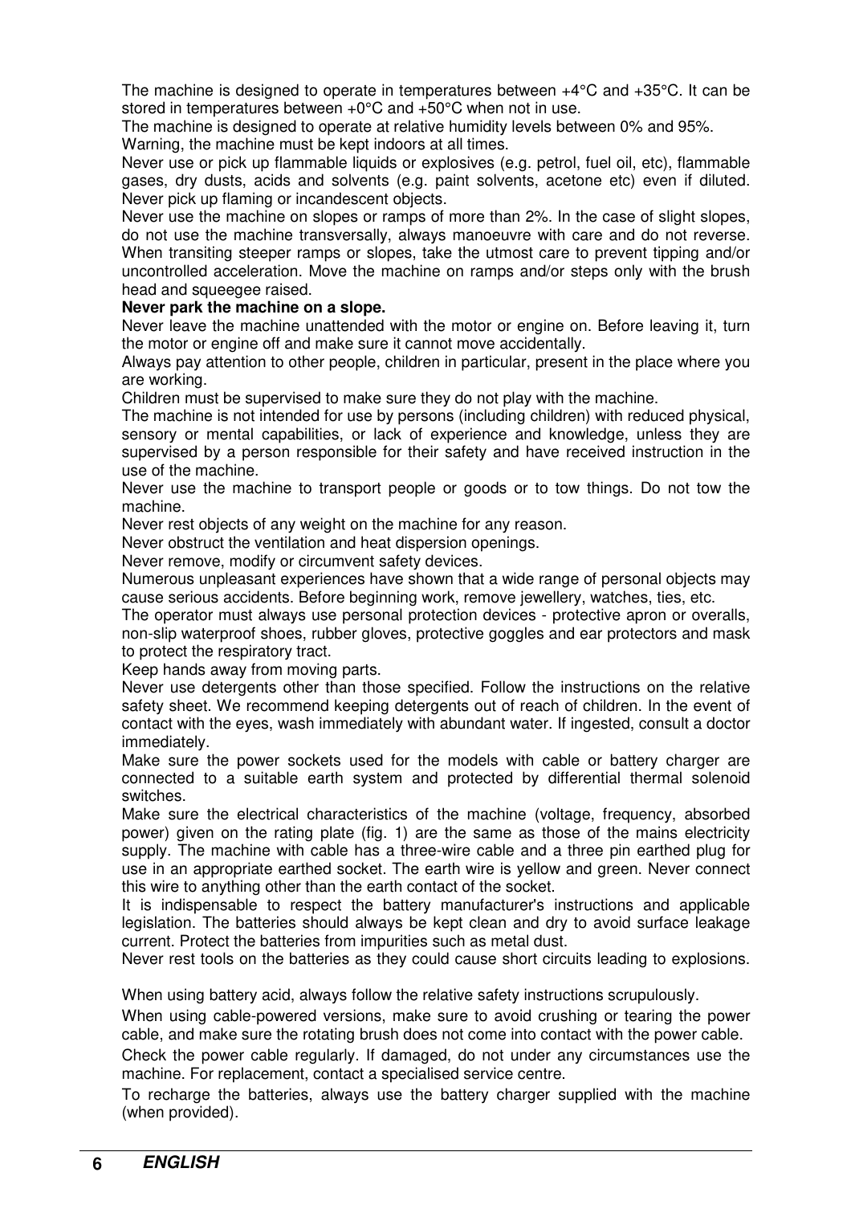The machine is designed to operate in temperatures between +4°C and +35°C. It can be stored in temperatures between +0°C and +50°C when not in use.

The machine is designed to operate at relative humidity levels between 0% and 95%.

Warning, the machine must be kept indoors at all times.

Never use or pick up flammable liquids or explosives (e.g. petrol, fuel oil, etc), flammable gases, dry dusts, acids and solvents (e.g. paint solvents, acetone etc) even if diluted. Never pick up flaming or incandescent objects.

Never use the machine on slopes or ramps of more than 2%. In the case of slight slopes, do not use the machine transversally, always manoeuvre with care and do not reverse. When transiting steeper ramps or slopes, take the utmost care to prevent tipping and/or uncontrolled acceleration. Move the machine on ramps and/or steps only with the brush head and squeegee raised.

**Never park the machine on a slope.**

Never leave the machine unattended with the motor or engine on. Before leaving it, turn the motor or engine off and make sure it cannot move accidentally.

Always pay attention to other people, children in particular, present in the place where you are working.

Children must be supervised to make sure they do not play with the machine.

The machine is not intended for use by persons (including children) with reduced physical, sensory or mental capabilities, or lack of experience and knowledge, unless they are supervised by a person responsible for their safety and have received instruction in the use of the machine.

Never use the machine to transport people or goods or to tow things. Do not tow the machine.

Never rest objects of any weight on the machine for any reason.

Never obstruct the ventilation and heat dispersion openings.

Never remove, modify or circumvent safety devices.

Numerous unpleasant experiences have shown that a wide range of personal objects may cause serious accidents. Before beginning work, remove jewellery, watches, ties, etc.

The operator must always use personal protection devices - protective apron or overalls, non-slip waterproof shoes, rubber gloves, protective goggles and ear protectors and mask to protect the respiratory tract.

Keep hands away from moving parts.

Never use detergents other than those specified. Follow the instructions on the relative safety sheet. We recommend keeping detergents out of reach of children. In the event of contact with the eyes, wash immediately with abundant water. If ingested, consult a doctor immediately.

Make sure the power sockets used for the models with cable or battery charger are connected to a suitable earth system and protected by differential thermal solenoid switches.

Make sure the electrical characteristics of the machine (voltage, frequency, absorbed power) given on the rating plate (fig. 1) are the same as those of the mains electricity supply. The machine with cable has a three-wire cable and a three pin earthed plug for use in an appropriate earthed socket. The earth wire is yellow and green. Never connect this wire to anything other than the earth contact of the socket.

It is indispensable to respect the battery manufacturer's instructions and applicable legislation. The batteries should always be kept clean and dry to avoid surface leakage current. Protect the batteries from impurities such as metal dust.

Never rest tools on the batteries as they could cause short circuits leading to explosions.

When using battery acid, always follow the relative safety instructions scrupulously.

When using cable-powered versions, make sure to avoid crushing or tearing the power cable, and make sure the rotating brush does not come into contact with the power cable.

Check the power cable regularly. If damaged, do not under any circumstances use the machine. For replacement, contact a specialised service centre.

To recharge the batteries, always use the battery charger supplied with the machine (when provided).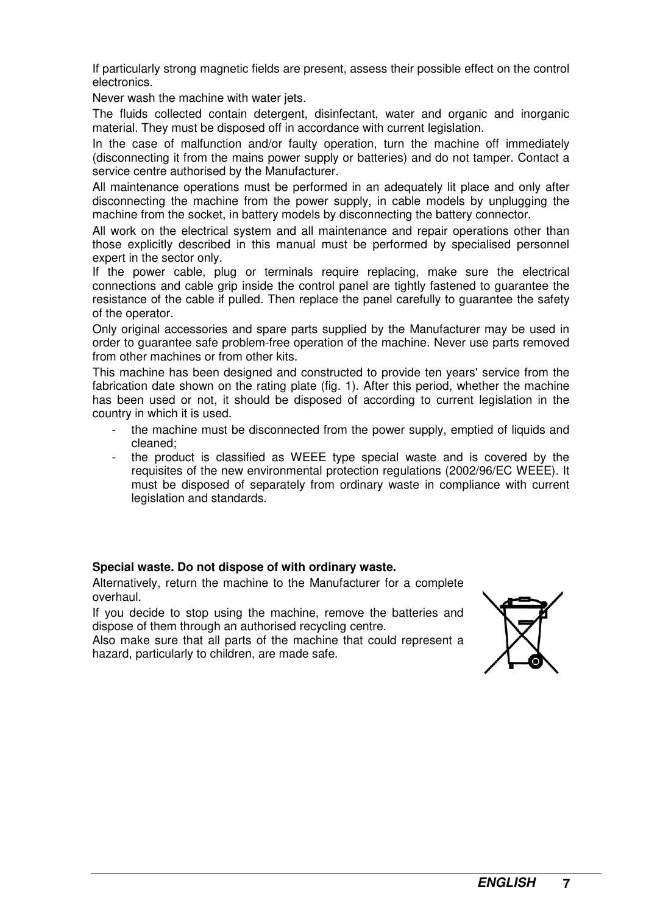If particularly strong magnetic fields are present, assess their possible effect on the control electronics.

Never wash the machine with water jets.

The fluids collected contain detergent, disinfectant, water and organic and inorganic material. They must be disposed off in accordance with current legislation.

In the case of malfunction and/or faulty operation, turn the machine off immediately (disconnecting it from the mains power supply or batteries) and do not tamper. Contact a service centre authorised by the Manufacturer.

All maintenance operations must be performed in an adequately lit place and only after disconnecting the machine from the power supply, in cable models by unplugging the machine from the socket, in battery models by disconnecting the battery connector.

All work on the electrical system and all maintenance and repair operations other than those explicitly described in this manual must be performed by specialised personnel expert in the sector only.

If the power cable, plug or terminals require replacing, make sure the electrical connections and cable grip inside the control panel are tightly fastened to guarantee the resistance of the cable if pulled. Then replace the panel carefully to guarantee the safety of the operator.

Only original accessories and spare parts supplied by the Manufacturer may be used in order to guarantee safe problem-free operation of the machine. Never use parts removed from other machines or from other kits.

This machine has been designed and constructed to provide ten years' service from the fabrication date shown on the rating plate (fig. 1). After this period, whether the machine has been used or not, it should be disposed of according to current legislation in the country in which it is used.

- the machine must be disconnected from the power supply, emptied of liquids and cleaned;
- the product is classified as WEEE type special waste and is covered by the requisites of the new environmental protection regulations (2002/96/EC WEEE). It must be disposed of separately from ordinary waste in compliance with current legislation and standards.

**Special waste. Do not dispose of with ordinary waste.**

Alternatively, return the machine to the Manufacturer for a complete overhaul.

If you decide to stop using the machine, remove the batteries and dispose of them through an authorised recycling centre.

Also make sure that all parts of the machine that could represent a hazard, particularly to children, are made safe.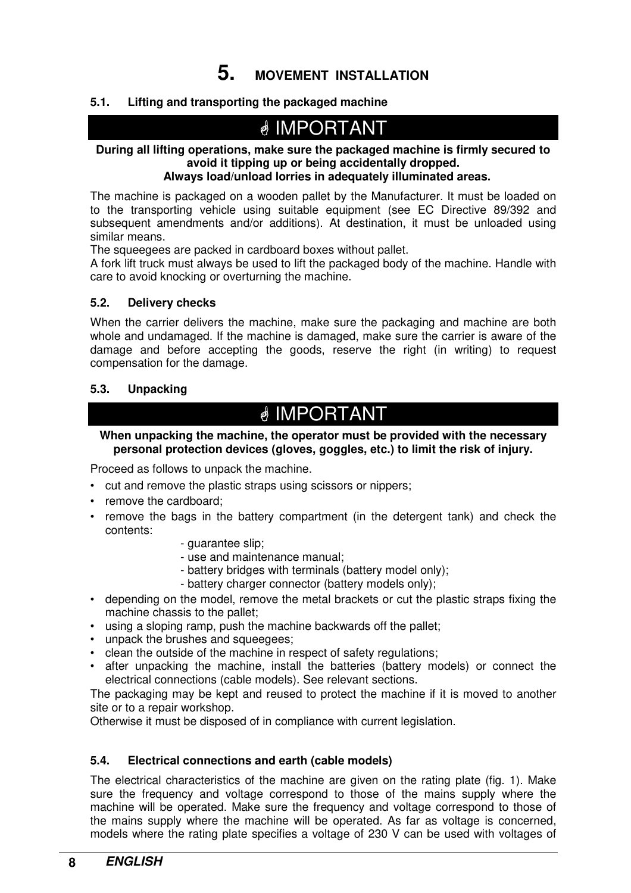# 5. MOVEMENT INSTALLATION

## 5.1. Lifting and transporting the packaged machine

**☝ IMPORTANT**

**During all lifting operations, make sure the packaged machine is firmly secured to avoid it tipping up or being accidentally dropped.**
**Always load/unload lorries in adequately illuminated areas.**

The machine is packaged on a wooden pallet by the Manufacturer. It must be loaded on to the transporting vehicle using suitable equipment (see EC Directive 89/392 and subsequent amendments and/or additions). At destination, it must be unloaded using similar means.
The squeegees are packed in cardboard boxes without pallet.
A fork lift truck must always be used to lift the packaged body of the machine. Handle with care to avoid knocking or overturning the machine.

## 5.2. Delivery checks

When the carrier delivers the machine, make sure the packaging and machine are both whole and undamaged. If the machine is damaged, make sure the carrier is aware of the damage and before accepting the goods, reserve the right (in writing) to request compensation for the damage.

## 5.3. Unpacking

**☝ IMPORTANT**

**When unpacking the machine, the operator must be provided with the necessary personal protection devices (gloves, goggles, etc.) to limit the risk of injury.**

Proceed as follows to unpack the machine.

- cut and remove the plastic straps using scissors or nippers;
- remove the cardboard;
- remove the bags in the battery compartment (in the detergent tank) and check the contents:
  - guarantee slip;
  - use and maintenance manual;
  - battery bridges with terminals (battery model only);
  - battery charger connector (battery models only);
- depending on the model, remove the metal brackets or cut the plastic straps fixing the machine chassis to the pallet;
- using a sloping ramp, push the machine backwards off the pallet;
- unpack the brushes and squeegees;
- clean the outside of the machine in respect of safety regulations;
- after unpacking the machine, install the batteries (battery models) or connect the electrical connections (cable models). See relevant sections.

The packaging may be kept and reused to protect the machine if it is moved to another site or to a repair workshop.
Otherwise it must be disposed of in compliance with current legislation.

## 5.4. Electrical connections and earth (cable models)

The electrical characteristics of the machine are given on the rating plate (fig. 1). Make sure the frequency and voltage correspond to those of the mains supply where the machine will be operated. Make sure the frequency and voltage correspond to those of the mains supply where the machine will be operated. As far as voltage is concerned, models where the rating plate specifies a voltage of 230 V can be used with voltages of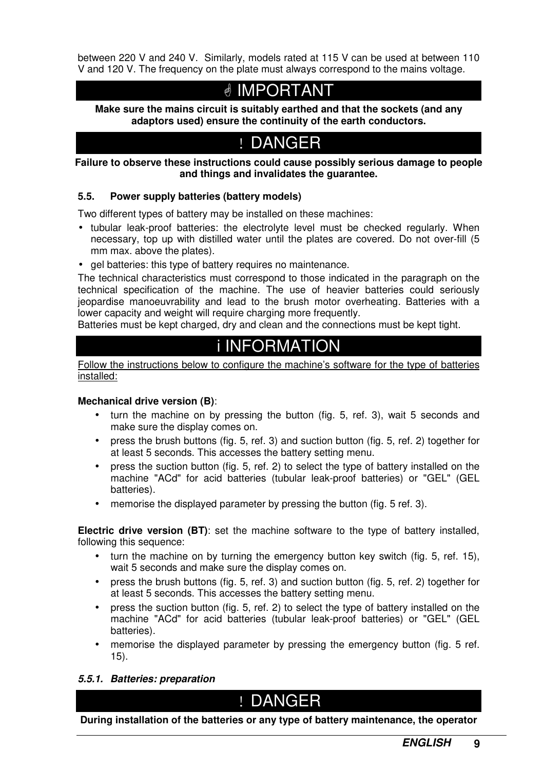between 220 V and 240 V. Similarly, models rated at 115 V can be used at between 110 V and 120 V. The frequency on the plate must always correspond to the mains voltage.

## ☝ IMPORTANT

**Make sure the mains circuit is suitably earthed and that the sockets (and any adaptors used) ensure the continuity of the earth conductors.**

## ! DANGER

**Failure to observe these instructions could cause possibly serious damage to people and things and invalidates the guarantee.**

### 5.5. Power supply batteries (battery models)

Two different types of battery may be installed on these machines:

- tubular leak-proof batteries: the electrolyte level must be checked regularly. When necessary, top up with distilled water until the plates are covered. Do not over-fill (5 mm max. above the plates).
- gel batteries: this type of battery requires no maintenance.

The technical characteristics must correspond to those indicated in the paragraph on the technical specification of the machine. The use of heavier batteries could seriously jeopardise manoeuvrability and lead to the brush motor overheating. Batteries with a lower capacity and weight will require charging more frequently.
Batteries must be kept charged, dry and clean and the connections must be kept tight.

## i INFORMATION

Follow the instructions below to configure the machine's software for the type of batteries installed:

**Mechanical drive version (B)**:

- turn the machine on by pressing the button (fig. 5, ref. 3), wait 5 seconds and make sure the display comes on.
- press the brush buttons (fig. 5, ref. 3) and suction button (fig. 5, ref. 2) together for at least 5 seconds. This accesses the battery setting menu.
- press the suction button (fig. 5, ref. 2) to select the type of battery installed on the machine "ACd" for acid batteries (tubular leak-proof batteries) or "GEL" (GEL batteries).
- memorise the displayed parameter by pressing the button (fig. 5 ref. 3).

**Electric drive version (BT)**: set the machine software to the type of battery installed, following this sequence:

- turn the machine on by turning the emergency button key switch (fig. 5, ref. 15), wait 5 seconds and make sure the display comes on.
- press the brush buttons (fig. 5, ref. 3) and suction button (fig. 5, ref. 2) together for at least 5 seconds. This accesses the battery setting menu.
- press the suction button (fig. 5, ref. 2) to select the type of battery installed on the machine "ACd" for acid batteries (tubular leak-proof batteries) or "GEL" (GEL batteries).
- memorise the displayed parameter by pressing the emergency button (fig. 5 ref. 15).

#### *5.5.1. Batteries: preparation*

## ! DANGER

**During installation of the batteries or any type of battery maintenance, the operator**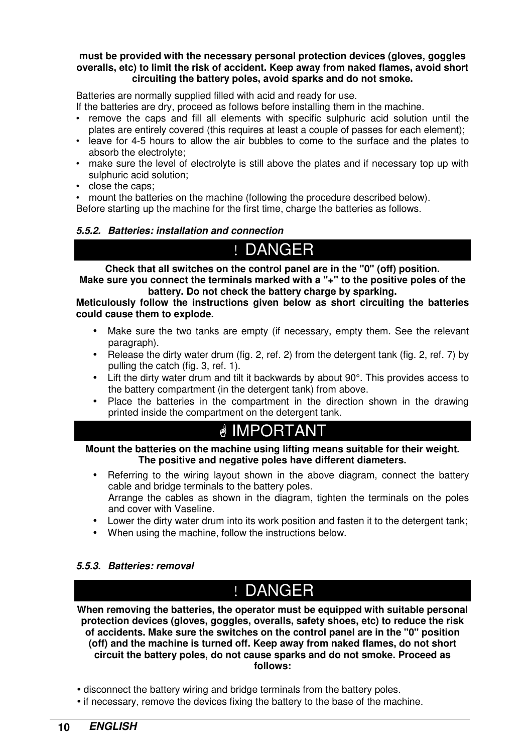**must be provided with the necessary personal protection devices (gloves, goggles overalls, etc) to limit the risk of accident. Keep away from naked flames, avoid short circuiting the battery poles, avoid sparks and do not smoke.**

Batteries are normally supplied filled with acid and ready for use.
If the batteries are dry, proceed as follows before installing them in the machine.

- remove the caps and fill all elements with specific sulphuric acid solution until the plates are entirely covered (this requires at least a couple of passes for each element);
- leave for 4-5 hours to allow the air bubbles to come to the surface and the plates to absorb the electrolyte;
- make sure the level of electrolyte is still above the plates and if necessary top up with sulphuric acid solution;
- close the caps;
- mount the batteries on the machine (following the procedure described below).

Before starting up the machine for the first time, charge the batteries as follows.

### *5.5.2. Batteries: installation and connection*

## ! DANGER

**Check that all switches on the control panel are in the "0" (off) position.
Make sure you connect the terminals marked with a "+" to the positive poles of the battery. Do not check the battery charge by sparking.
Meticulously follow the instructions given below as short circuiting the batteries could cause them to explode.**

- Make sure the two tanks are empty (if necessary, empty them. See the relevant paragraph).
- Release the dirty water drum (fig. 2, ref. 2) from the detergent tank (fig. 2, ref. 7) by pulling the catch (fig. 3, ref. 1).
- Lift the dirty water drum and tilt it backwards by about 90°. This provides access to the battery compartment (in the detergent tank) from above.
- Place the batteries in the compartment in the direction shown in the drawing printed inside the compartment on the detergent tank.

## IMPORTANT

**Mount the batteries on the machine using lifting means suitable for their weight.
The positive and negative poles have different diameters.**

- Referring to the wiring layout shown in the above diagram, connect the battery cable and bridge terminals to the battery poles.
  Arrange the cables as shown in the diagram, tighten the terminals on the poles and cover with Vaseline.
- Lower the dirty water drum into its work position and fasten it to the detergent tank;
- When using the machine, follow the instructions below.

### *5.5.3. Batteries: removal*

## ! DANGER

**When removing the batteries, the operator must be equipped with suitable personal protection devices (gloves, goggles, overalls, safety shoes, etc) to reduce the risk of accidents. Make sure the switches on the control panel are in the "0" position (off) and the machine is turned off. Keep away from naked flames, do not short circuit the battery poles, do not cause sparks and do not smoke. Proceed as follows:**

- disconnect the battery wiring and bridge terminals from the battery poles.
- if necessary, remove the devices fixing the battery to the base of the machine.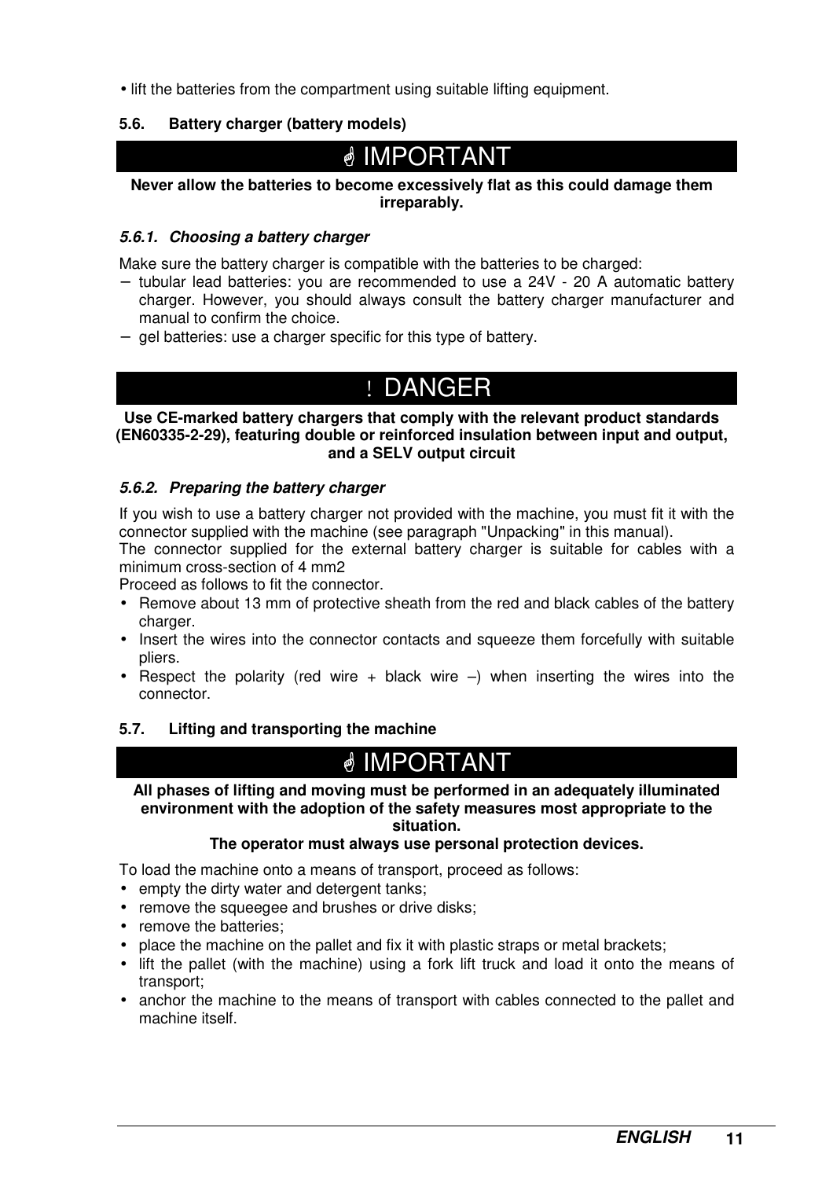• lift the batteries from the compartment using suitable lifting equipment.

### 5.6. Battery charger (battery models)

**☝ IMPORTANT**

**Never allow the batteries to become excessively flat as this could damage them irreparably.**

#### *5.6.1. Choosing a battery charger*

Make sure the battery charger is compatible with the batteries to be charged:

- tubular lead batteries: you are recommended to use a 24V - 20 A automatic battery charger. However, you should always consult the battery charger manufacturer and manual to confirm the choice.
- gel batteries: use a charger specific for this type of battery.

**! DANGER**

**Use CE-marked battery chargers that comply with the relevant product standards (EN60335-2-29), featuring double or reinforced insulation between input and output, and a SELV output circuit**

#### *5.6.2. Preparing the battery charger*

If you wish to use a battery charger not provided with the machine, you must fit it with the connector supplied with the machine (see paragraph "Unpacking" in this manual).
The connector supplied for the external battery charger is suitable for cables with a minimum cross-section of 4 mm2
Proceed as follows to fit the connector.

- Remove about 13 mm of protective sheath from the red and black cables of the battery charger.
- Insert the wires into the connector contacts and squeeze them forcefully with suitable pliers.
- Respect the polarity (red wire + black wire –) when inserting the wires into the connector.

### 5.7. Lifting and transporting the machine

**☝ IMPORTANT**

**All phases of lifting and moving must be performed in an adequately illuminated environment with the adoption of the safety measures most appropriate to the situation.**
**The operator must always use personal protection devices.**

To load the machine onto a means of transport, proceed as follows:

- empty the dirty water and detergent tanks;
- remove the squeegee and brushes or drive disks;
- remove the batteries;
- place the machine on the pallet and fix it with plastic straps or metal brackets;
- lift the pallet (with the machine) using a fork lift truck and load it onto the means of transport;
- anchor the machine to the means of transport with cables connected to the pallet and machine itself.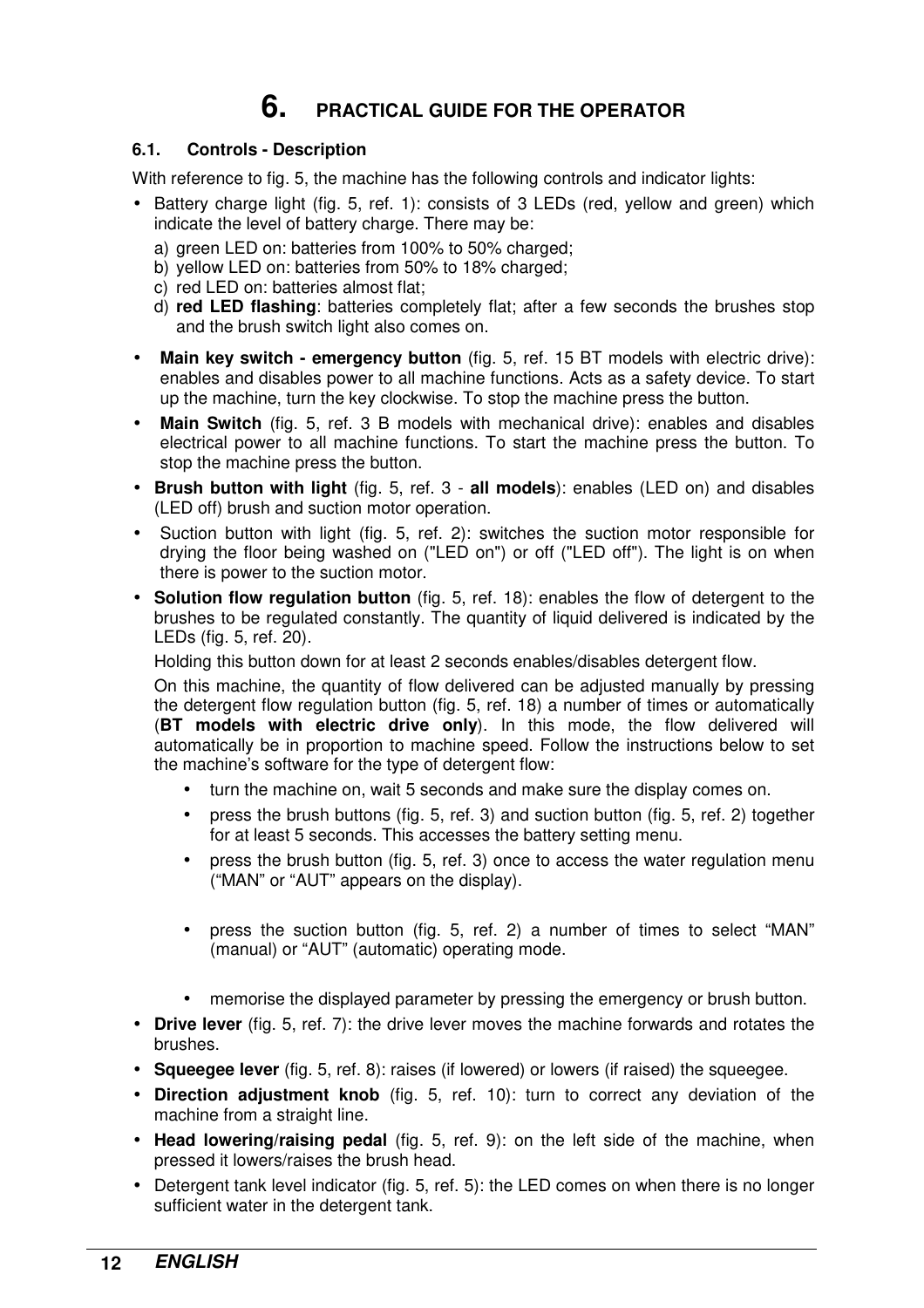# 6. PRACTICAL GUIDE FOR THE OPERATOR

## 6.1. Controls - Description

With reference to fig. 5, the machine has the following controls and indicator lights:

- Battery charge light (fig. 5, ref. 1): consists of 3 LEDs (red, yellow and green) which indicate the level of battery charge. There may be:
  a) green LED on: batteries from 100% to 50% charged;
  b) yellow LED on: batteries from 50% to 18% charged;
  c) red LED on: batteries almost flat;
  d) **red LED flashing**: batteries completely flat; after a few seconds the brushes stop and the brush switch light also comes on.
- **Main key switch - emergency button** (fig. 5, ref. 15 BT models with electric drive): enables and disables power to all machine functions. Acts as a safety device. To start up the machine, turn the key clockwise. To stop the machine press the button.
- **Main Switch** (fig. 5, ref. 3 B models with mechanical drive): enables and disables electrical power to all machine functions. To start the machine press the button. To stop the machine press the button.
- **Brush button with light** (fig. 5, ref. 3 - **all models**): enables (LED on) and disables (LED off) brush and suction motor operation.
- Suction button with light (fig. 5, ref. 2): switches the suction motor responsible for drying the floor being washed on ("LED on") or off ("LED off"). The light is on when there is power to the suction motor.
- **Solution flow regulation button** (fig. 5, ref. 18): enables the flow of detergent to the brushes to be regulated constantly. The quantity of liquid delivered is indicated by the LEDs (fig. 5, ref. 20).

  Holding this button down for at least 2 seconds enables/disables detergent flow.

  On this machine, the quantity of flow delivered can be adjusted manually by pressing the detergent flow regulation button (fig. 5, ref. 18) a number of times or automatically (**BT models with electric drive only**). In this mode, the flow delivered will automatically be in proportion to machine speed. Follow the instructions below to set the machine's software for the type of detergent flow:

  - turn the machine on, wait 5 seconds and make sure the display comes on.
  - press the brush buttons (fig. 5, ref. 3) and suction button (fig. 5, ref. 2) together for at least 5 seconds. This accesses the battery setting menu.
  - press the brush button (fig. 5, ref. 3) once to access the water regulation menu ("MAN" or "AUT" appears on the display).
  - press the suction button (fig. 5, ref. 2) a number of times to select "MAN" (manual) or "AUT" (automatic) operating mode.
  - memorise the displayed parameter by pressing the emergency or brush button.
- **Drive lever** (fig. 5, ref. 7): the drive lever moves the machine forwards and rotates the brushes.
- **Squeegee lever** (fig. 5, ref. 8): raises (if lowered) or lowers (if raised) the squeegee.
- **Direction adjustment knob** (fig. 5, ref. 10): turn to correct any deviation of the machine from a straight line.
- **Head lowering/raising pedal** (fig. 5, ref. 9): on the left side of the machine, when pressed it lowers/raises the brush head.
- Detergent tank level indicator (fig. 5, ref. 5): the LED comes on when there is no longer sufficient water in the detergent tank.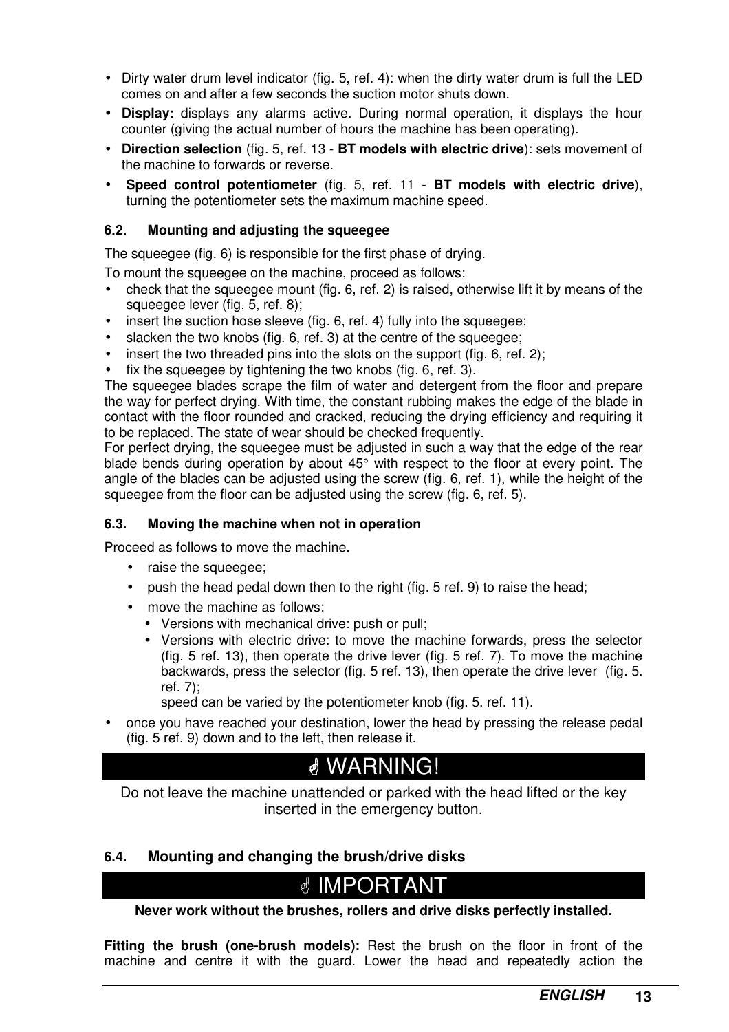- Dirty water drum level indicator (fig. 5, ref. 4): when the dirty water drum is full the LED comes on and after a few seconds the suction motor shuts down.
- **Display:** displays any alarms active. During normal operation, it displays the hour counter (giving the actual number of hours the machine has been operating).
- **Direction selection** (fig. 5, ref. 13 - **BT models with electric drive**): sets movement of the machine to forwards or reverse.
- **Speed control potentiometer** (fig. 5, ref. 11 - **BT models with electric drive**), turning the potentiometer sets the maximum machine speed.

### 6.2. Mounting and adjusting the squeegee

The squeegee (fig. 6) is responsible for the first phase of drying.

To mount the squeegee on the machine, proceed as follows:

- check that the squeegee mount (fig. 6, ref. 2) is raised, otherwise lift it by means of the squeegee lever (fig. 5, ref. 8);
- insert the suction hose sleeve (fig. 6, ref. 4) fully into the squeegee;
- slacken the two knobs (fig. 6, ref. 3) at the centre of the squeegee;
- insert the two threaded pins into the slots on the support (fig. 6, ref. 2);
- fix the squeegee by tightening the two knobs (fig. 6, ref. 3).

The squeegee blades scrape the film of water and detergent from the floor and prepare the way for perfect drying. With time, the constant rubbing makes the edge of the blade in contact with the floor rounded and cracked, reducing the drying efficiency and requiring it to be replaced. The state of wear should be checked frequently.

For perfect drying, the squeegee must be adjusted in such a way that the edge of the rear blade bends during operation by about 45° with respect to the floor at every point. The angle of the blades can be adjusted using the screw (fig. 6, ref. 1), while the height of the squeegee from the floor can be adjusted using the screw (fig. 6, ref. 5).

### 6.3. Moving the machine when not in operation

Proceed as follows to move the machine.

- raise the squeegee;
- push the head pedal down then to the right (fig. 5 ref. 9) to raise the head;
- move the machine as follows:
  - Versions with mechanical drive: push or pull;
  - Versions with electric drive: to move the machine forwards, press the selector (fig. 5 ref. 13), then operate the drive lever (fig. 5 ref. 7). To move the machine backwards, press the selector (fig. 5 ref. 13), then operate the drive lever (fig. 5. ref. 7);
    speed can be varied by the potentiometer knob (fig. 5. ref. 11).
- once you have reached your destination, lower the head by pressing the release pedal (fig. 5 ref. 9) down and to the left, then release it.

**☝ WARNING!**

Do not leave the machine unattended or parked with the head lifted or the key inserted in the emergency button.

### 6.4. Mounting and changing the brush/drive disks

**☝ IMPORTANT**

**Never work without the brushes, rollers and drive disks perfectly installed.**

**Fitting the brush (one-brush models):** Rest the brush on the floor in front of the machine and centre it with the guard. Lower the head and repeatedly action the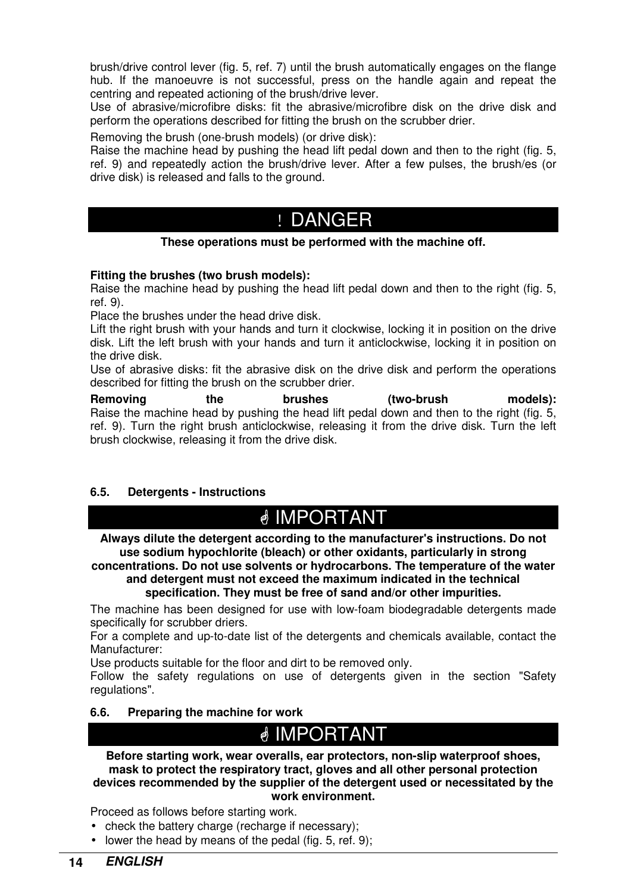brush/drive control lever (fig. 5, ref. 7) until the brush automatically engages on the flange hub. If the manoeuvre is not successful, press on the handle again and repeat the centring and repeated actioning of the brush/drive lever.

Use of abrasive/microfibre disks: fit the abrasive/microfibre disk on the drive disk and perform the operations described for fitting the brush on the scrubber drier.

Removing the brush (one-brush models) (or drive disk):

Raise the machine head by pushing the head lift pedal down and then to the right (fig. 5, ref. 9) and repeatedly action the brush/drive lever. After a few pulses, the brush/es (or drive disk) is released and falls to the ground.

## ! DANGER

**These operations must be performed with the machine off.**

**Fitting the brushes (two brush models):**

Raise the machine head by pushing the head lift pedal down and then to the right (fig. 5, ref. 9).

Place the brushes under the head drive disk.

Lift the right brush with your hands and turn it clockwise, locking it in position on the drive disk. Lift the left brush with your hands and turn it anticlockwise, locking it in position on the drive disk.

Use of abrasive disks: fit the abrasive disk on the drive disk and perform the operations described for fitting the brush on the scrubber drier.

**Removing the brushes (two-brush models):**

Raise the machine head by pushing the head lift pedal down and then to the right (fig. 5, ref. 9). Turn the right brush anticlockwise, releasing it from the drive disk. Turn the left brush clockwise, releasing it from the drive disk.

### 6.5. Detergents - Instructions

## IMPORTANT

**Always dilute the detergent according to the manufacturer's instructions. Do not use sodium hypochlorite (bleach) or other oxidants, particularly in strong concentrations. Do not use solvents or hydrocarbons. The temperature of the water and detergent must not exceed the maximum indicated in the technical specification. They must be free of sand and/or other impurities.**

The machine has been designed for use with low-foam biodegradable detergents made specifically for scrubber driers.

For a complete and up-to-date list of the detergents and chemicals available, contact the Manufacturer:

Use products suitable for the floor and dirt to be removed only.

Follow the safety regulations on use of detergents given in the section "Safety regulations".

### 6.6. Preparing the machine for work

## IMPORTANT

**Before starting work, wear overalls, ear protectors, non-slip waterproof shoes, mask to protect the respiratory tract, gloves and all other personal protection devices recommended by the supplier of the detergent used or necessitated by the work environment.**

Proceed as follows before starting work.

- check the battery charge (recharge if necessary);
- lower the head by means of the pedal (fig. 5, ref. 9);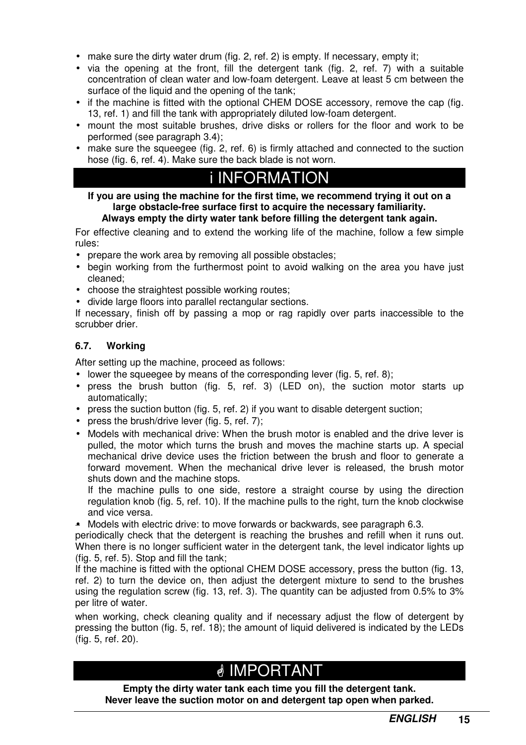- make sure the dirty water drum (fig. 2, ref. 2) is empty. If necessary, empty it;
- via the opening at the front, fill the detergent tank (fig. 2, ref. 7) with a suitable concentration of clean water and low-foam detergent. Leave at least 5 cm between the surface of the liquid and the opening of the tank;
- if the machine is fitted with the optional CHEM DOSE accessory, remove the cap (fig. 13, ref. 1) and fill the tank with appropriately diluted low-foam detergent.
- mount the most suitable brushes, drive disks or rollers for the floor and work to be performed (see paragraph 3.4);
- make sure the squeegee (fig. 2, ref. 6) is firmly attached and connected to the suction hose (fig. 6, ref. 4). Make sure the back blade is not worn.

## i INFORMATION

**If you are using the machine for the first time, we recommend trying it out on a large obstacle-free surface first to acquire the necessary familiarity.**
**Always empty the dirty water tank before filling the detergent tank again.**

For effective cleaning and to extend the working life of the machine, follow a few simple rules:

- prepare the work area by removing all possible obstacles;
- begin working from the furthermost point to avoid walking on the area you have just cleaned;
- choose the straightest possible working routes;
- divide large floors into parallel rectangular sections.

If necessary, finish off by passing a mop or rag rapidly over parts inaccessible to the scrubber drier.

### 6.7. Working

After setting up the machine, proceed as follows:

- lower the squeegee by means of the corresponding lever (fig. 5, ref. 8);
- press the brush button (fig. 5, ref. 3) (LED on), the suction motor starts up automatically;
- press the suction button (fig. 5, ref. 2) if you want to disable detergent suction;
- press the brush/drive lever (fig. 5, ref. 7);
- Models with mechanical drive: When the brush motor is enabled and the drive lever is pulled, the motor which turns the brush and moves the machine starts up. A special mechanical drive device uses the friction between the brush and floor to generate a forward movement. When the mechanical drive lever is released, the brush motor shuts down and the machine stops.
  If the machine pulls to one side, restore a straight course by using the direction regulation knob (fig. 5, ref. 10). If the machine pulls to the right, turn the knob clockwise and vice versa.
- Models with electric drive: to move forwards or backwards, see paragraph 6.3.

periodically check that the detergent is reaching the brushes and refill when it runs out. When there is no longer sufficient water in the detergent tank, the level indicator lights up (fig. 5, ref. 5). Stop and fill the tank;

If the machine is fitted with the optional CHEM DOSE accessory, press the button (fig. 13, ref. 2) to turn the device on, then adjust the detergent mixture to send to the brushes using the regulation screw (fig. 13, ref. 3). The quantity can be adjusted from 0.5% to 3% per litre of water.

when working, check cleaning quality and if necessary adjust the flow of detergent by pressing the button (fig. 5, ref. 18); the amount of liquid delivered is indicated by the LEDs (fig. 5, ref. 20).

## ☝ IMPORTANT

**Empty the dirty water tank each time you fill the detergent tank.**
**Never leave the suction motor on and detergent tap open when parked.**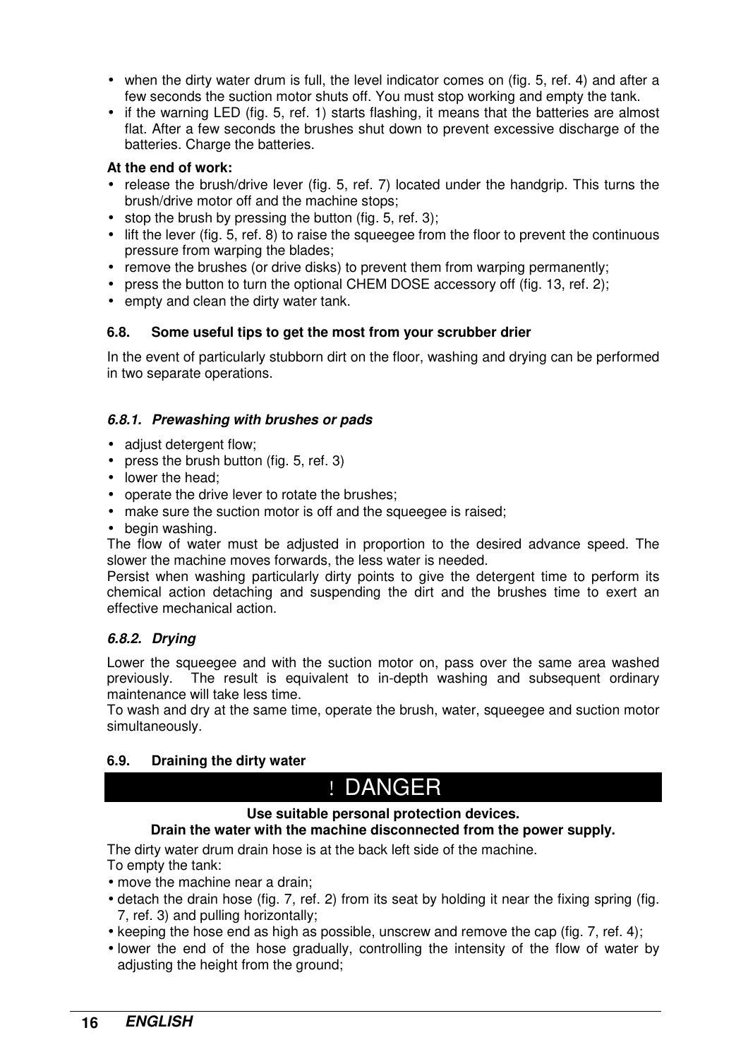- when the dirty water drum is full, the level indicator comes on (fig. 5, ref. 4) and after a few seconds the suction motor shuts off. You must stop working and empty the tank.
- if the warning LED (fig. 5, ref. 1) starts flashing, it means that the batteries are almost flat. After a few seconds the brushes shut down to prevent excessive discharge of the batteries. Charge the batteries.

**At the end of work:**

- release the brush/drive lever (fig. 5, ref. 7) located under the handgrip. This turns the brush/drive motor off and the machine stops;
- stop the brush by pressing the button (fig. 5, ref. 3);
- lift the lever (fig. 5, ref. 8) to raise the squeegee from the floor to prevent the continuous pressure from warping the blades;
- remove the brushes (or drive disks) to prevent them from warping permanently;
- press the button to turn the optional CHEM DOSE accessory off (fig. 13, ref. 2);
- empty and clean the dirty water tank.

### 6.8. Some useful tips to get the most from your scrubber drier

In the event of particularly stubborn dirt on the floor, washing and drying can be performed in two separate operations.

#### *6.8.1. Prewashing with brushes or pads*

- adjust detergent flow;
- press the brush button (fig. 5, ref. 3)
- lower the head;
- operate the drive lever to rotate the brushes;
- make sure the suction motor is off and the squeegee is raised;
- begin washing.

The flow of water must be adjusted in proportion to the desired advance speed. The slower the machine moves forwards, the less water is needed.

Persist when washing particularly dirty points to give the detergent time to perform its chemical action detaching and suspending the dirt and the brushes time to exert an effective mechanical action.

#### *6.8.2. Drying*

Lower the squeegee and with the suction motor on, pass over the same area washed previously. The result is equivalent to in-depth washing and subsequent ordinary maintenance will take less time.

To wash and dry at the same time, operate the brush, water, squeegee and suction motor simultaneously.

### 6.9. Draining the dirty water

**! DANGER**

**Use suitable personal protection devices.**
**Drain the water with the machine disconnected from the power supply.**

The dirty water drum drain hose is at the back left side of the machine.

To empty the tank:

- move the machine near a drain;
- detach the drain hose (fig. 7, ref. 2) from its seat by holding it near the fixing spring (fig. 7, ref. 3) and pulling horizontally;
- keeping the hose end as high as possible, unscrew and remove the cap (fig. 7, ref. 4);
- lower the end of the hose gradually, controlling the intensity of the flow of water by adjusting the height from the ground;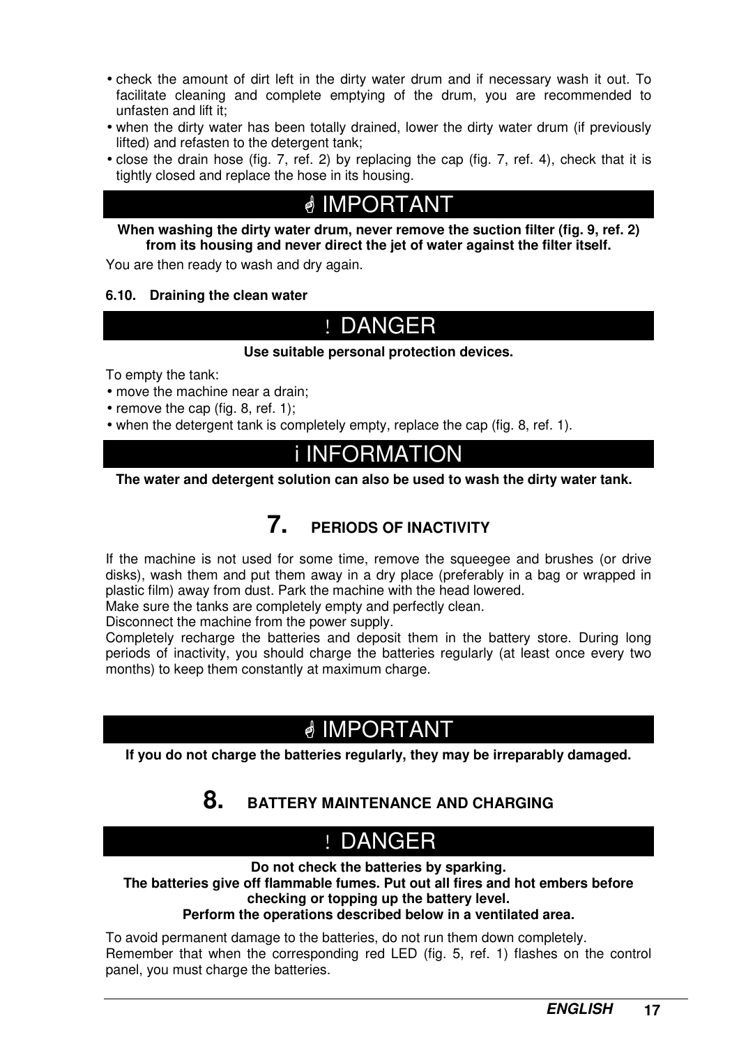- check the amount of dirt left in the dirty water drum and if necessary wash it out. To facilitate cleaning and complete emptying of the drum, you are recommended to unfasten and lift it;
- when the dirty water has been totally drained, lower the dirty water drum (if previously lifted) and refasten to the detergent tank;
- close the drain hose (fig. 7, ref. 2) by replacing the cap (fig. 7, ref. 4), check that it is tightly closed and replace the hose in its housing.

## ☝ IMPORTANT

**When washing the dirty water drum, never remove the suction filter (fig. 9, ref. 2) from its housing and never direct the jet of water against the filter itself.**

You are then ready to wash and dry again.

### 6.10. Draining the clean water

## ! DANGER

**Use suitable personal protection devices.**

To empty the tank:

- move the machine near a drain;
- remove the cap (fig. 8, ref. 1);
- when the detergent tank is completely empty, replace the cap (fig. 8, ref. 1).

## i INFORMATION

**The water and detergent solution can also be used to wash the dirty water tank.**

# 7. PERIODS OF INACTIVITY

If the machine is not used for some time, remove the squeegee and brushes (or drive disks), wash them and put them away in a dry place (preferably in a bag or wrapped in plastic film) away from dust. Park the machine with the head lowered.
Make sure the tanks are completely empty and perfectly clean.
Disconnect the machine from the power supply.
Completely recharge the batteries and deposit them in the battery store. During long periods of inactivity, you should charge the batteries regularly (at least once every two months) to keep them constantly at maximum charge.

## ☝ IMPORTANT

**If you do not charge the batteries regularly, they may be irreparably damaged.**

# 8. BATTERY MAINTENANCE AND CHARGING

## ! DANGER

**Do not check the batteries by sparking.**
**The batteries give off flammable fumes. Put out all fires and hot embers before checking or topping up the battery level.**
**Perform the operations described below in a ventilated area.**

To avoid permanent damage to the batteries, do not run them down completely.
Remember that when the corresponding red LED (fig. 5, ref. 1) flashes on the control panel, you must charge the batteries.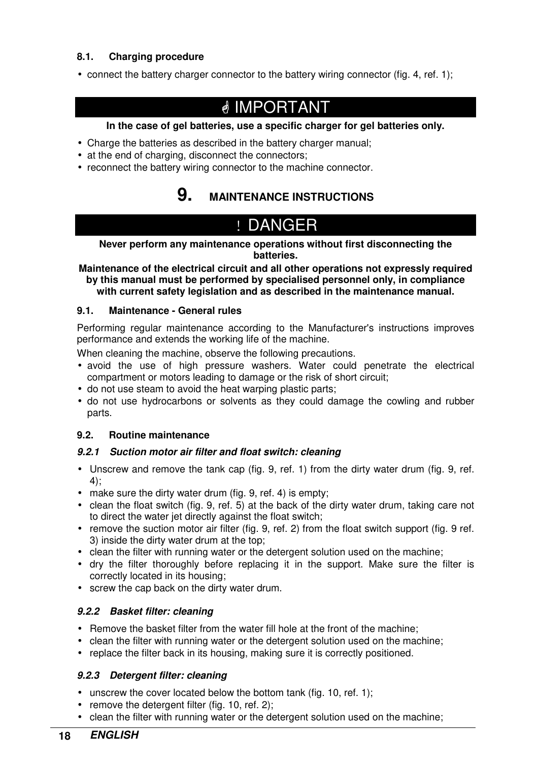### 8.1. Charging procedure

- connect the battery charger connector to the battery wiring connector (fig. 4, ref. 1);

## ☝ IMPORTANT

**In the case of gel batteries, use a specific charger for gel batteries only.**

- Charge the batteries as described in the battery charger manual;
- at the end of charging, disconnect the connectors;
- reconnect the battery wiring connector to the machine connector.

# 9. MAINTENANCE INSTRUCTIONS

## ! DANGER

**Never perform any maintenance operations without first disconnecting the batteries.**

**Maintenance of the electrical circuit and all other operations not expressly required by this manual must be performed by specialised personnel only, in compliance with current safety legislation and as described in the maintenance manual.**

### 9.1. Maintenance - General rules

Performing regular maintenance according to the Manufacturer's instructions improves performance and extends the working life of the machine.

When cleaning the machine, observe the following precautions.

- avoid the use of high pressure washers. Water could penetrate the electrical compartment or motors leading to damage or the risk of short circuit;
- do not use steam to avoid the heat warping plastic parts;
- do not use hydrocarbons or solvents as they could damage the cowling and rubber parts.

### 9.2. Routine maintenance

#### *9.2.1 Suction motor air filter and float switch: cleaning*

- Unscrew and remove the tank cap (fig. 9, ref. 1) from the dirty water drum (fig. 9, ref. 4);
- make sure the dirty water drum (fig. 9, ref. 4) is empty;
- clean the float switch (fig. 9, ref. 5) at the back of the dirty water drum, taking care not to direct the water jet directly against the float switch;
- remove the suction motor air filter (fig. 9, ref. 2) from the float switch support (fig. 9 ref. 3) inside the dirty water drum at the top;
- clean the filter with running water or the detergent solution used on the machine;
- dry the filter thoroughly before replacing it in the support. Make sure the filter is correctly located in its housing;
- screw the cap back on the dirty water drum.

#### *9.2.2 Basket filter: cleaning*

- Remove the basket filter from the water fill hole at the front of the machine;
- clean the filter with running water or the detergent solution used on the machine;
- replace the filter back in its housing, making sure it is correctly positioned.

#### *9.2.3 Detergent filter: cleaning*

- unscrew the cover located below the bottom tank (fig. 10, ref. 1);
- remove the detergent filter (fig. 10, ref. 2);
- clean the filter with running water or the detergent solution used on the machine;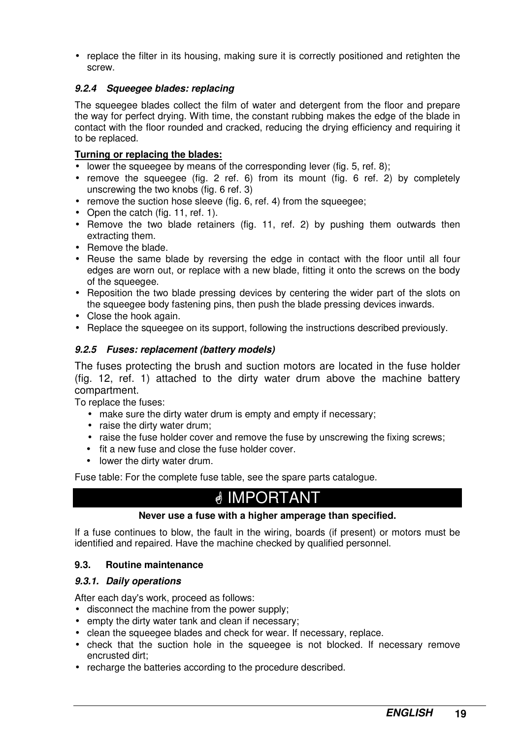- replace the filter in its housing, making sure it is correctly positioned and retighten the screw.

#### *9.2.4 Squeegee blades: replacing*

The squeegee blades collect the film of water and detergent from the floor and prepare the way for perfect drying. With time, the constant rubbing makes the edge of the blade in contact with the floor rounded and cracked, reducing the drying efficiency and requiring it to be replaced.

**Turning or replacing the blades:**

- lower the squeegee by means of the corresponding lever (fig. 5, ref. 8);
- remove the squeegee (fig. 2 ref. 6) from its mount (fig. 6 ref. 2) by completely unscrewing the two knobs (fig. 6 ref. 3)
- remove the suction hose sleeve (fig. 6, ref. 4) from the squeegee;
- Open the catch (fig. 11, ref. 1).
- Remove the two blade retainers (fig. 11, ref. 2) by pushing them outwards then extracting them.
- Remove the blade.
- Reuse the same blade by reversing the edge in contact with the floor until all four edges are worn out, or replace with a new blade, fitting it onto the screws on the body of the squeegee.
- Reposition the two blade pressing devices by centering the wider part of the slots on the squeegee body fastening pins, then push the blade pressing devices inwards.
- Close the hook again.
- Replace the squeegee on its support, following the instructions described previously.

#### *9.2.5 Fuses: replacement (battery models)*

The fuses protecting the brush and suction motors are located in the fuse holder (fig. 12, ref. 1) attached to the dirty water drum above the machine battery compartment.

To replace the fuses:

- make sure the dirty water drum is empty and empty if necessary;
- raise the dirty water drum;
- raise the fuse holder cover and remove the fuse by unscrewing the fixing screws;
- fit a new fuse and close the fuse holder cover.
- lower the dirty water drum.

Fuse table: For the complete fuse table, see the spare parts catalogue.

## ☝ IMPORTANT

**Never use a fuse with a higher amperage than specified.**

If a fuse continues to blow, the fault in the wiring, boards (if present) or motors must be identified and repaired. Have the machine checked by qualified personnel.

### 9.3. Routine maintenance

#### *9.3.1. Daily operations*

After each day's work, proceed as follows:

- disconnect the machine from the power supply;
- empty the dirty water tank and clean if necessary;
- clean the squeegee blades and check for wear. If necessary, replace.
- check that the suction hole in the squeegee is not blocked. If necessary remove encrusted dirt;
- recharge the batteries according to the procedure described.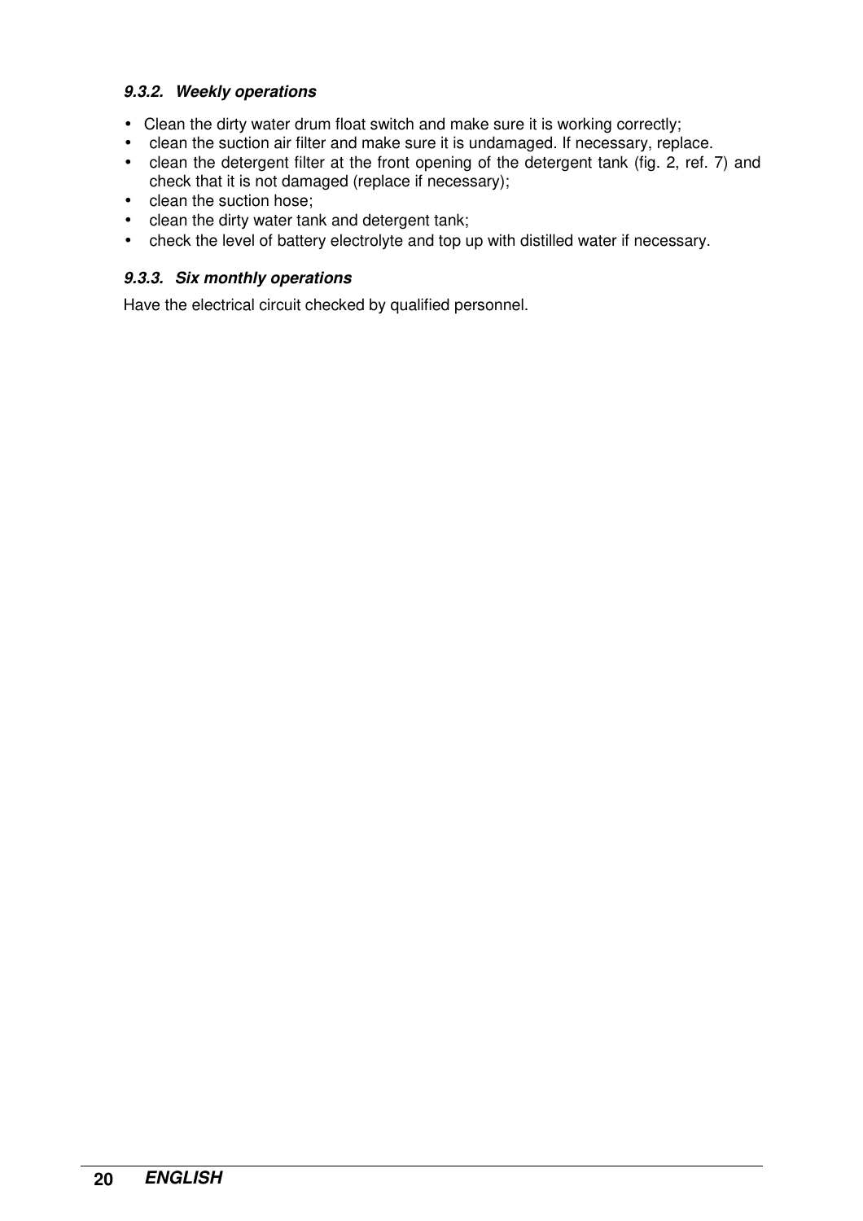#### *9.3.2. Weekly operations*

- Clean the dirty water drum float switch and make sure it is working correctly;
- clean the suction air filter and make sure it is undamaged. If necessary, replace.
- clean the detergent filter at the front opening of the detergent tank (fig. 2, ref. 7) and check that it is not damaged (replace if necessary);
- clean the suction hose;
- clean the dirty water tank and detergent tank;
- check the level of battery electrolyte and top up with distilled water if necessary.

#### *9.3.3. Six monthly operations*

Have the electrical circuit checked by qualified personnel.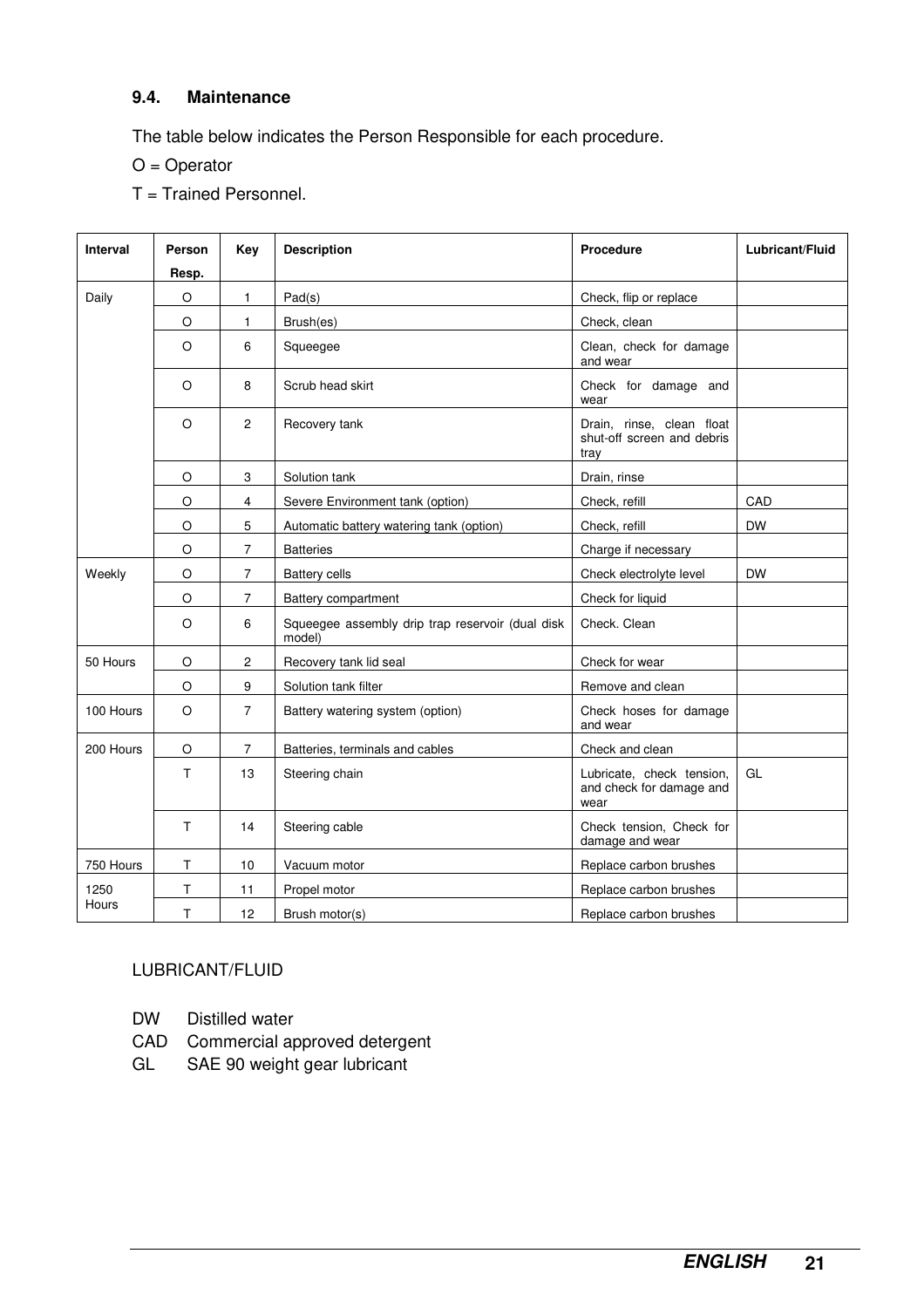### 9.4. Maintenance

The table below indicates the Person Responsible for each procedure.

O = Operator

T = Trained Personnel.

| Interval | Person Resp. | Key | Description | Procedure | Lubricant/Fluid |
|---|---|---|---|---|---|
| Daily | O | 1 | Pad(s) | Check, flip or replace | |
| | O | 1 | Brush(es) | Check, clean | |
| | O | 6 | Squeegee | Clean, check for damage and wear | |
| | O | 8 | Scrub head skirt | Check for damage and wear | |
| | O | 2 | Recovery tank | Drain, rinse, clean float shut-off screen and debris tray | |
| | O | 3 | Solution tank | Drain, rinse | |
| | O | 4 | Severe Environment tank (option) | Check, refill | CAD |
| | O | 5 | Automatic battery watering tank (option) | Check, refill | DW |
| | O | 7 | Batteries | Charge if necessary | |
| Weekly | O | 7 | Battery cells | Check electrolyte level | DW |
| | O | 7 | Battery compartment | Check for liquid | |
| | O | 6 | Squeegee assembly drip trap reservoir (dual disk model) | Check. Clean | |
| 50 Hours | O | 2 | Recovery tank lid seal | Check for wear | |
| | O | 9 | Solution tank filter | Remove and clean | |
| 100 Hours | O | 7 | Battery watering system (option) | Check hoses for damage and wear | |
| 200 Hours | O | 7 | Batteries, terminals and cables | Check and clean | |
| | T | 13 | Steering chain | Lubricate, check tension, and check for damage and wear | GL |
| | T | 14 | Steering cable | Check tension, Check for damage and wear | |
| 750 Hours | T | 10 | Vacuum motor | Replace carbon brushes | |
| 1250 Hours | T | 11 | Propel motor | Replace carbon brushes | |
| | T | 12 | Brush motor(s) | Replace carbon brushes | |

LUBRICANT/FLUID

DW Distilled water
CAD Commercial approved detergent
GL SAE 90 weight gear lubricant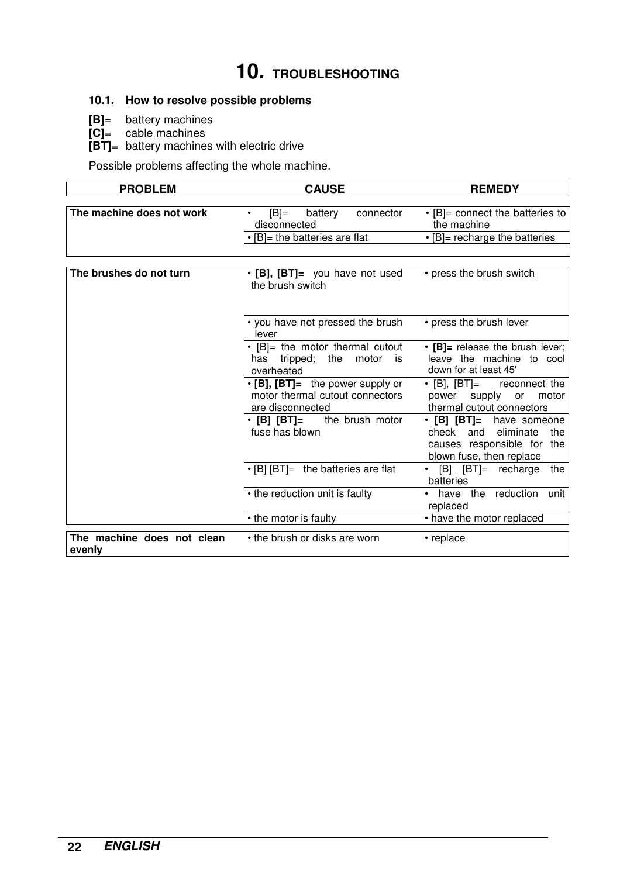# 10. TROUBLESHOOTING

## 10.1. How to resolve possible problems

**[B]**= battery machines
**[C]**= cable machines
**[BT]**= battery machines with electric drive

Possible problems affecting the whole machine.

| PROBLEM | CAUSE | REMEDY |
|---|---|---|
| **The machine does not work** | • [B]= battery connector disconnected | • [B]= connect the batteries to the machine |
| | • [B]= the batteries are flat | • [B]= recharge the batteries |
| **The brushes do not turn** | • **[B], [BT]=** you have not used the brush switch | • press the brush switch |
| | • you have not pressed the brush lever | • press the brush lever |
| | • [B]= the motor thermal cutout has tripped; the motor is overheated | • **[B]=** release the brush lever; leave the machine to cool down for at least 45' |
| | • **[B], [BT]=** the power supply or motor thermal cutout connectors are disconnected | • [B], [BT]= reconnect the power supply or motor thermal cutout connectors |
| | • **[B] [BT]=** the brush motor fuse has blown | • **[B] [BT]=** have someone check and eliminate the causes responsible for the blown fuse, then replace |
| | • [B] [BT]= the batteries are flat | • [B] [BT]= recharge the batteries |
| | • the reduction unit is faulty | • have the reduction unit replaced |
| | • the motor is faulty | • have the motor replaced |
| **The machine does not clean evenly** | • the brush or disks are worn | • replace |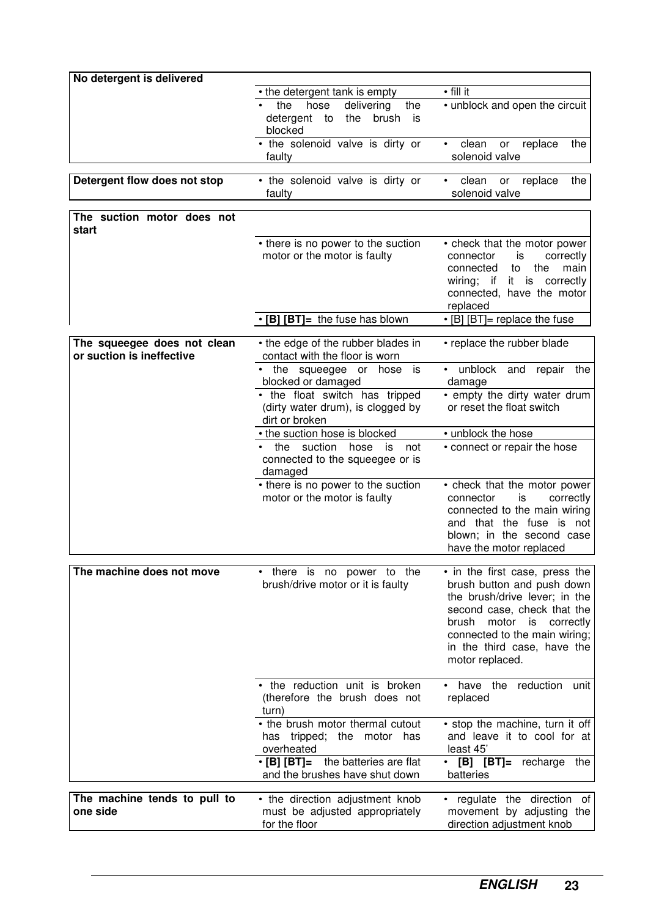| Problem | Cause | Remedy |
|---|---|---|
| **No detergent is delivered** | | |
| | • the detergent tank is empty | • fill it |
| | • the hose delivering the detergent to the brush is blocked | • unblock and open the circuit |
| | • the solenoid valve is dirty or faulty | • clean or replace the solenoid valve |
| **Detergent flow does not stop** | • the solenoid valve is dirty or faulty | • clean or replace the solenoid valve |
| **The suction motor does not start** | | |
| | • there is no power to the suction motor or the motor is faulty | • check that the motor power connector is correctly connected to the main wiring; if it is correctly connected, have the motor replaced |
| | • **[B] [BT]=** the fuse has blown | • [B] [BT]= replace the fuse |
| **The squeegee does not clean or suction is ineffective** | • the edge of the rubber blades in contact with the floor is worn | • replace the rubber blade |
| | • the squeegee or hose is blocked or damaged | • unblock and repair the damage |
| | • the float switch has tripped (dirty water drum), is clogged by dirt or broken | • empty the dirty water drum or reset the float switch |
| | • the suction hose is blocked | • unblock the hose |
| | • the suction hose is not connected to the squeegee or is damaged | • connect or repair the hose |
| | • there is no power to the suction motor or the motor is faulty | • check that the motor power connector is correctly connected to the main wiring and that the fuse is not blown; in the second case have the motor replaced |
| **The machine does not move** | • there is no power to the brush/drive motor or it is faulty | • in the first case, press the brush button and push down the brush/drive lever; in the second case, check that the brush motor is correctly connected to the main wiring; in the third case, have the motor replaced. |
| | • the reduction unit is broken (therefore the brush does not turn) | • have the reduction unit replaced |
| | • the brush motor thermal cutout has tripped; the motor has overheated | • stop the machine, turn it off and leave it to cool for at least 45' |
| | • **[B] [BT]=** the batteries are flat and the brushes have shut down | • **[B] [BT]=** recharge the batteries |
| **The machine tends to pull to one side** | • the direction adjustment knob must be adjusted appropriately for the floor | • regulate the direction of movement by adjusting the direction adjustment knob |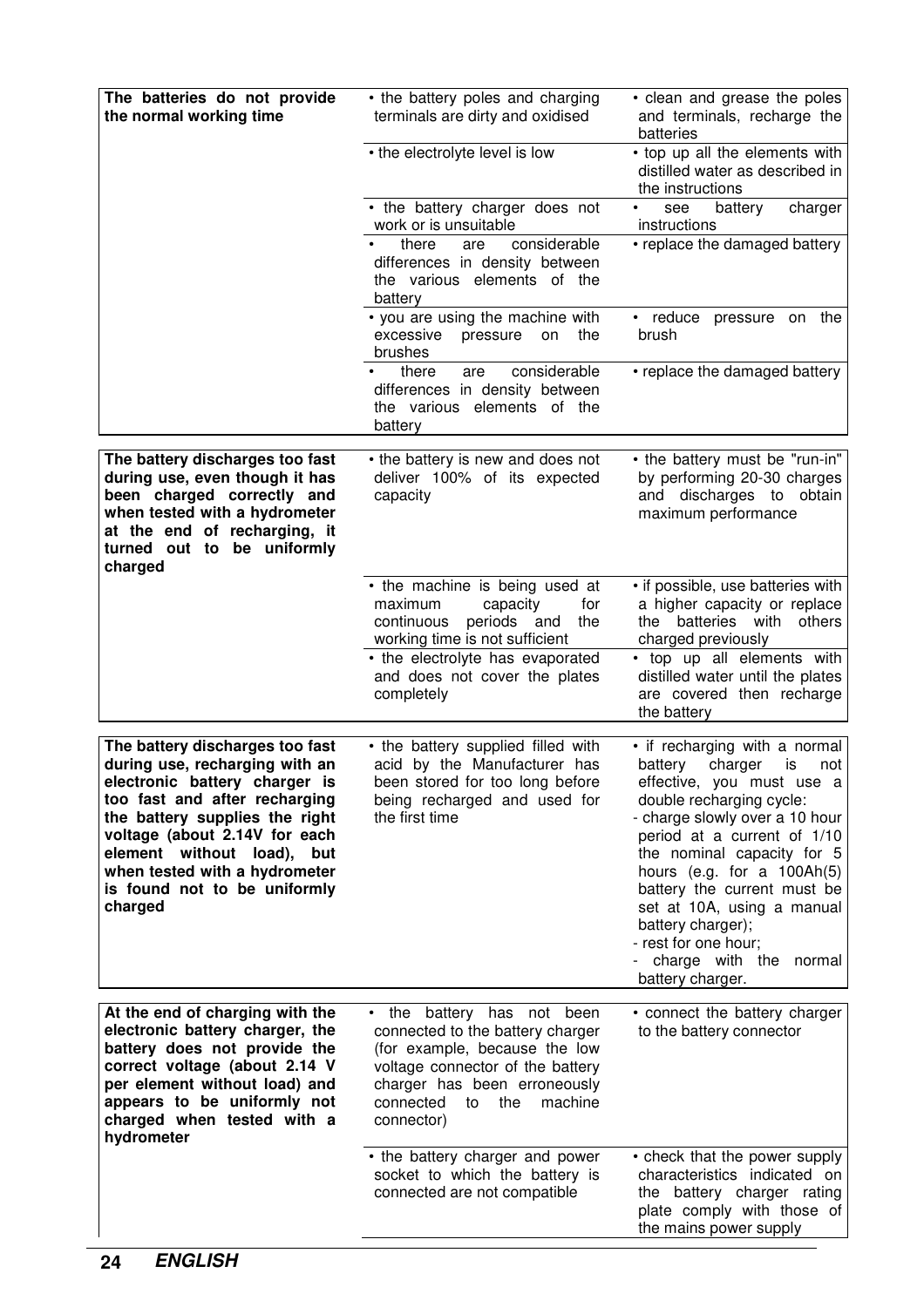| | | |
|---|---|---|
| **The batteries do not provide the normal working time** | • the battery poles and charging terminals are dirty and oxidised | • clean and grease the poles and terminals, recharge the batteries |
| | • the electrolyte level is low | • top up all the elements with distilled water as described in the instructions |
| | • the battery charger does not work or is unsuitable | • see battery charger instructions |
| | • there are considerable differences in density between the various elements of the battery | • replace the damaged battery |
| | • you are using the machine with excessive pressure on the brushes | • reduce pressure on the brush |
| | • there are considerable differences in density between the various elements of the battery | • replace the damaged battery |
| **The battery discharges too fast during use, even though it has been charged correctly and when tested with a hydrometer at the end of recharging, it turned out to be uniformly charged** | • the battery is new and does not deliver 100% of its expected capacity | • the battery must be "run-in" by performing 20-30 charges and discharges to obtain maximum performance |
| | • the machine is being used at maximum capacity for continuous periods and the working time is not sufficient | • if possible, use batteries with a higher capacity or replace the batteries with others charged previously |
| | • the electrolyte has evaporated and does not cover the plates completely | • top up all elements with distilled water until the plates are covered then recharge the battery |
| **The battery discharges too fast during use, recharging with an electronic battery charger is too fast and after recharging the battery supplies the right voltage (about 2.14V for each element without load), but when tested with a hydrometer is found not to be uniformly charged** | • the battery supplied filled with acid by the Manufacturer has been stored for too long before being recharged and used for the first time | • if recharging with a normal battery charger is not effective, you must use a double recharging cycle:<br>- charge slowly over a 10 hour period at a current of 1/10 the nominal capacity for 5 hours (e.g. for a 100Ah(5) battery the current must be set at 10A, using a manual battery charger);<br>- rest for one hour;<br>- charge with the normal battery charger. |
| **At the end of charging with the electronic battery charger, the battery does not provide the correct voltage (about 2.14 V per element without load) and appears to be uniformly not charged when tested with a hydrometer** | • the battery has not been connected to the battery charger (for example, because the low voltage connector of the battery charger has been erroneously connected to the machine connector) | • connect the battery charger to the battery connector |
| | • the battery charger and power socket to which the battery is connected are not compatible | • check that the power supply characteristics indicated on the battery charger rating plate comply with those of the mains power supply |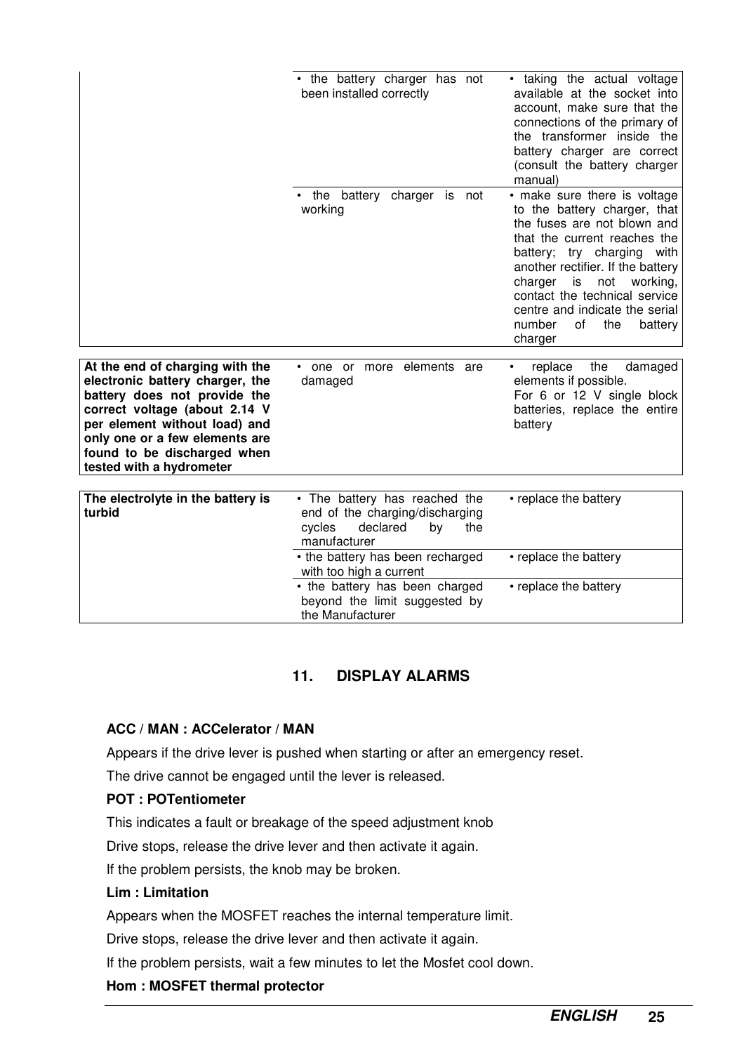| | | |
|---|---|---|
| | • the battery charger has not been installed correctly | • taking the actual voltage available at the socket into account, make sure that the connections of the primary of the transformer inside the battery charger are correct (consult the battery charger manual) |
| | • the battery charger is not working | • make sure there is voltage to the battery charger, that the fuses are not blown and that the current reaches the battery; try charging with another rectifier. If the battery charger is not working, contact the technical service centre and indicate the serial number of the battery charger |

| | | |
|---|---|---|
| **At the end of charging with the electronic battery charger, the battery does not provide the correct voltage (about 2.14 V per element without load) and only one or a few elements are found to be discharged when tested with a hydrometer** | • one or more elements are damaged | • replace the damaged elements if possible. For 6 or 12 V single block batteries, replace the entire battery |

| | | |
|---|---|---|
| **The electrolyte in the battery is turbid** | • The battery has reached the end of the charging/discharging cycles declared by the manufacturer | • replace the battery |
| | • the battery has been recharged with too high a current | • replace the battery |
| | • the battery has been charged beyond the limit suggested by the Manufacturer | • replace the battery |

## 11. DISPLAY ALARMS

**ACC / MAN : ACCelerator / MAN**

Appears if the drive lever is pushed when starting or after an emergency reset.

The drive cannot be engaged until the lever is released.

**POT : POTentiometer**

This indicates a fault or breakage of the speed adjustment knob

Drive stops, release the drive lever and then activate it again.

If the problem persists, the knob may be broken.

**Lim : Limitation**

Appears when the MOSFET reaches the internal temperature limit.

Drive stops, release the drive lever and then activate it again.

If the problem persists, wait a few minutes to let the Mosfet cool down.

**Hom : MOSFET thermal protector**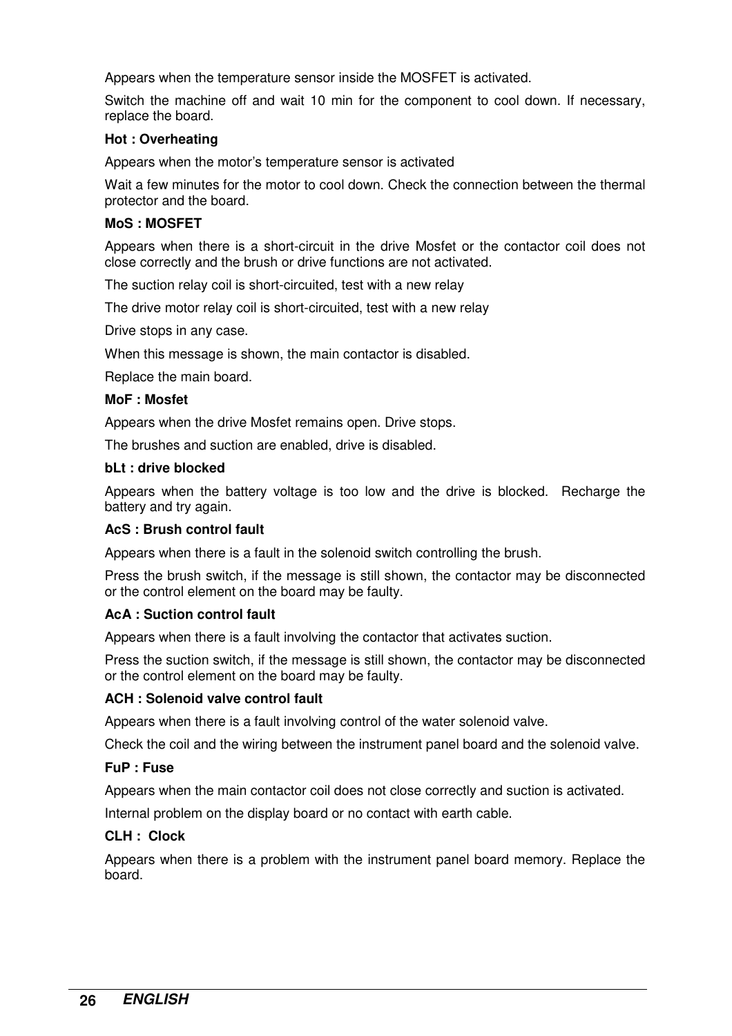Appears when the temperature sensor inside the MOSFET is activated.

Switch the machine off and wait 10 min for the component to cool down. If necessary, replace the board.

**Hot : Overheating**

Appears when the motor's temperature sensor is activated

Wait a few minutes for the motor to cool down. Check the connection between the thermal protector and the board.

**MoS : MOSFET**

Appears when there is a short-circuit in the drive Mosfet or the contactor coil does not close correctly and the brush or drive functions are not activated.

The suction relay coil is short-circuited, test with a new relay

The drive motor relay coil is short-circuited, test with a new relay

Drive stops in any case.

When this message is shown, the main contactor is disabled.

Replace the main board.

**MoF : Mosfet**

Appears when the drive Mosfet remains open. Drive stops.

The brushes and suction are enabled, drive is disabled.

**bLt : drive blocked**

Appears when the battery voltage is too low and the drive is blocked. Recharge the battery and try again.

**AcS : Brush control fault**

Appears when there is a fault in the solenoid switch controlling the brush.

Press the brush switch, if the message is still shown, the contactor may be disconnected or the control element on the board may be faulty.

**AcA : Suction control fault**

Appears when there is a fault involving the contactor that activates suction.

Press the suction switch, if the message is still shown, the contactor may be disconnected or the control element on the board may be faulty.

**ACH : Solenoid valve control fault**

Appears when there is a fault involving control of the water solenoid valve.

Check the coil and the wiring between the instrument panel board and the solenoid valve.

**FuP : Fuse**

Appears when the main contactor coil does not close correctly and suction is activated.

Internal problem on the display board or no contact with earth cable.

**CLH : Clock**

Appears when there is a problem with the instrument panel board memory. Replace the board.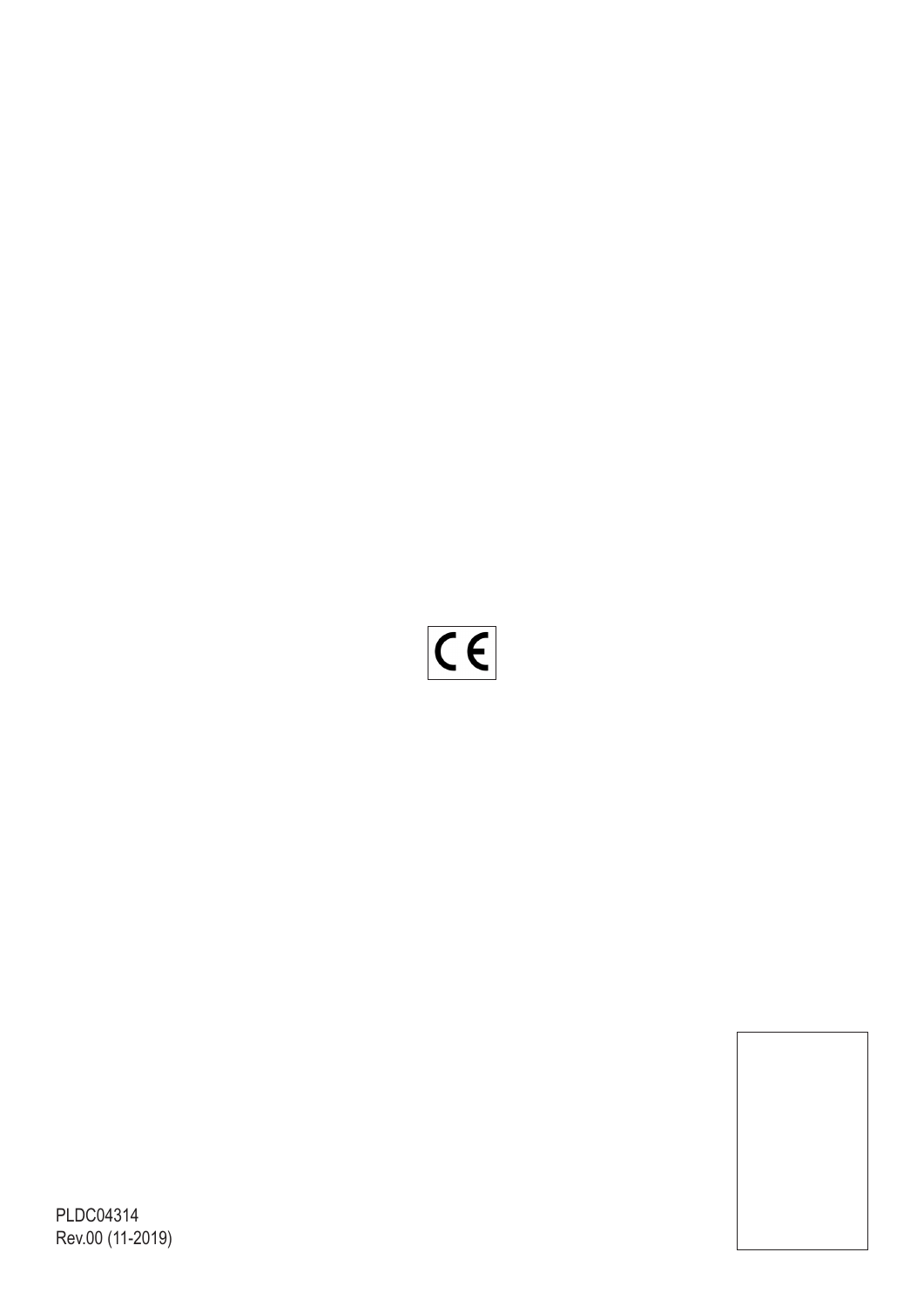CE

PLDC04314
Rev.00 (11-2019)